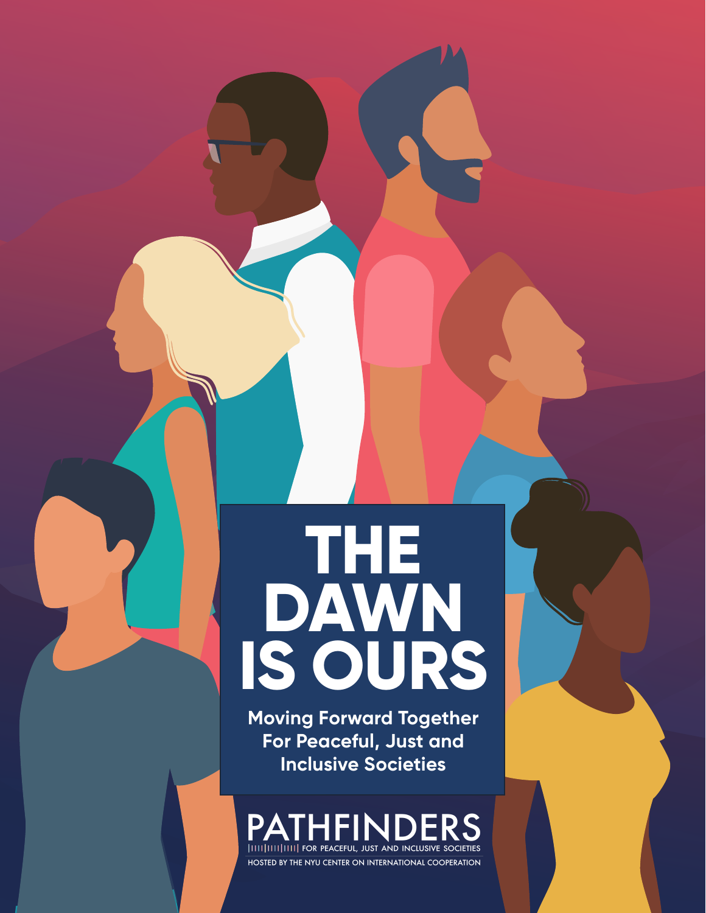# THE DAWN IS OURS

**Moving Forward Together For Peaceful, Just and Inclusive Societies**

PATHFINDERS

FOR PEACEFUL, JUST AND INCLUSIVE SOCIETIES

HOSTED BY THE NYU CENTER ON INTERNATIONAL COOPERATION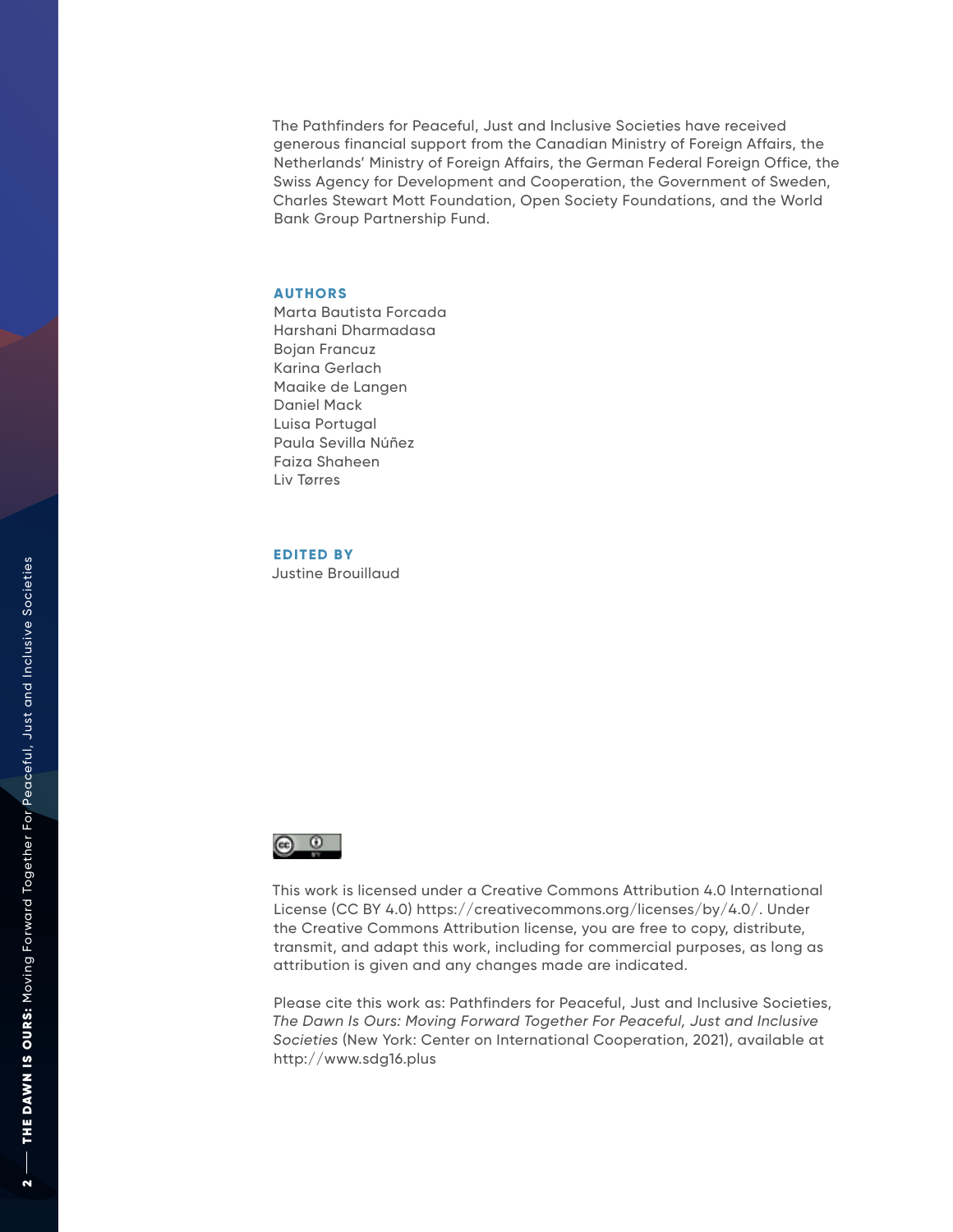The Pathfinders for Peaceful, Just and Inclusive Societies have received generous financial support from the Canadian Ministry of Foreign Affairs, the Netherlands' Ministry of Foreign Affairs, the German Federal Foreign Office, the Swiss Agency for Development and Cooperation, the Government of Sweden, Charles Stewart Mott Foundation, Open Society Foundations, and the World Bank Group Partnership Fund.

**AUTHORS**

Marta Bautista Forcada
Harshani Dharmadasa
Bojan Francuz
Karina Gerlach
Maaike de Langen
Daniel Mack
Luisa Portugal
Paula Sevilla Núñez
Faiza Shaheen
Liv Tørres

**EDITED BY**

Justine Brouillaud

This work is licensed under a Creative Commons Attribution 4.0 International License (CC BY 4.0) https://creativecommons.org/licenses/by/4.0/. Under the Creative Commons Attribution license, you are free to copy, distribute, transmit, and adapt this work, including for commercial purposes, as long as attribution is given and any changes made are indicated.

Please cite this work as: Pathfinders for Peaceful, Just and Inclusive Societies, *The Dawn Is Ours: Moving Forward Together For Peaceful, Just and Inclusive Societies* (New York: Center on International Cooperation, 2021), available at http://www.sdg16.plus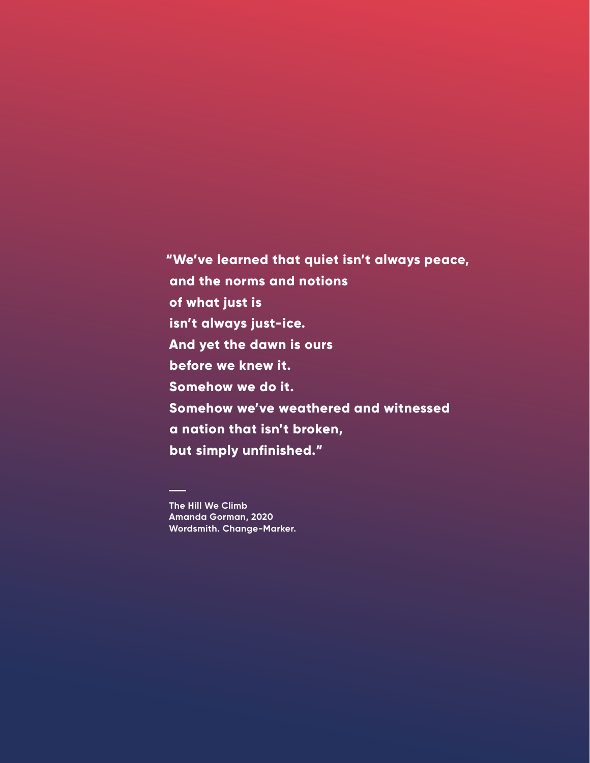**"We've learned that quiet isn't always peace,**
**and the norms and notions**
**of what just is**
**isn't always just-ice.**
**And yet the dawn is ours**
**before we knew it.**
**Somehow we do it.**
**Somehow we've weathered and witnessed**
**a nation that isn't broken,**
**but simply unfinished."**

—

**The Hill We Climb**
**Amanda Gorman, 2020**
**Wordsmith. Change-Marker.**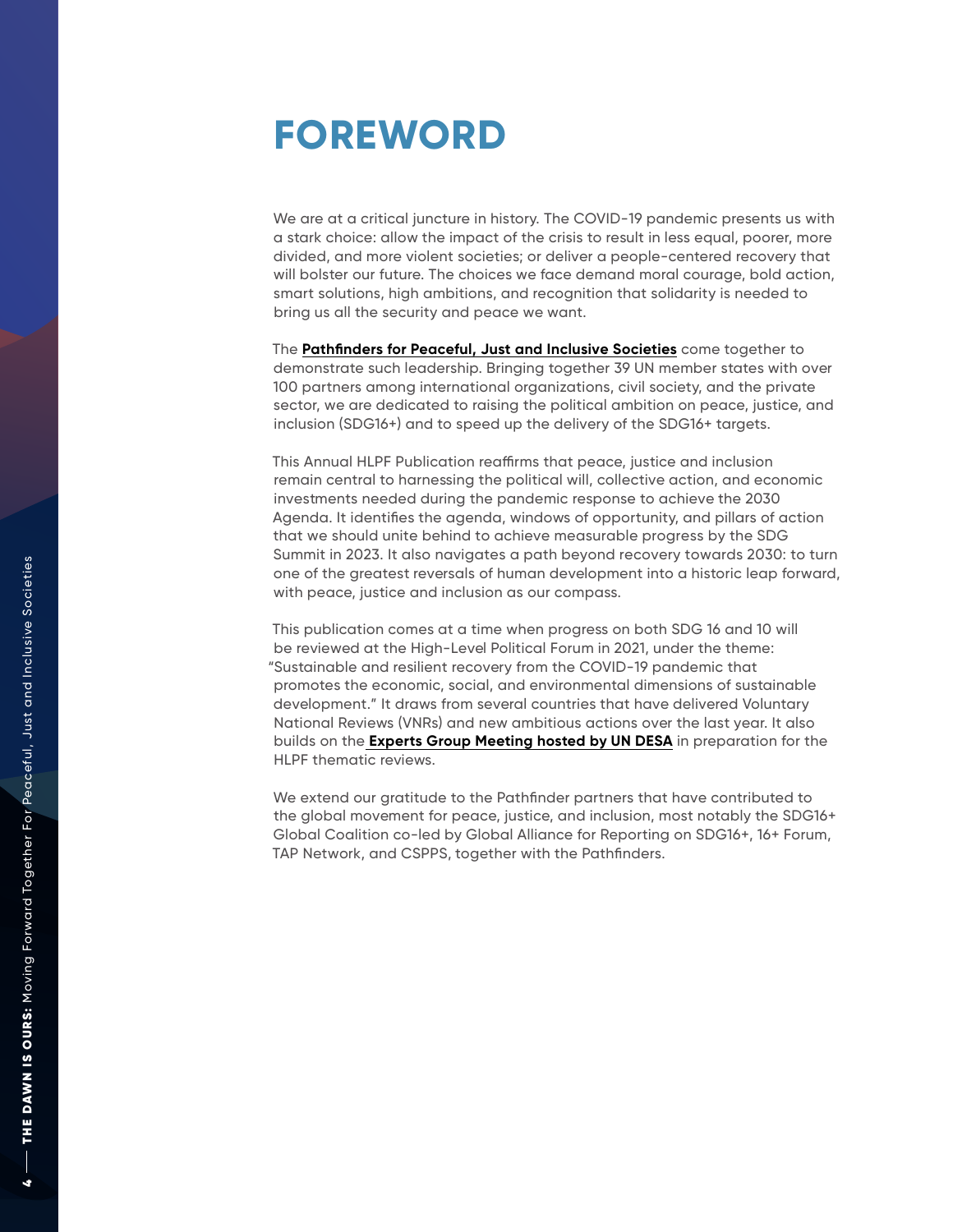# FOREWORD

We are at a critical juncture in history. The COVID-19 pandemic presents us with a stark choice: allow the impact of the crisis to result in less equal, poorer, more divided, and more violent societies; or deliver a people-centered recovery that will bolster our future. The choices we face demand moral courage, bold action, smart solutions, high ambitions, and recognition that solidarity is needed to bring us all the security and peace we want.

The **Pathfinders for Peaceful, Just and Inclusive Societies** come together to demonstrate such leadership. Bringing together 39 UN member states with over 100 partners among international organizations, civil society, and the private sector, we are dedicated to raising the political ambition on peace, justice, and inclusion (SDG16+) and to speed up the delivery of the SDG16+ targets.

This Annual HLPF Publication reaffirms that peace, justice and inclusion remain central to harnessing the political will, collective action, and economic investments needed during the pandemic response to achieve the 2030 Agenda. It identifies the agenda, windows of opportunity, and pillars of action that we should unite behind to achieve measurable progress by the SDG Summit in 2023. It also navigates a path beyond recovery towards 2030: to turn one of the greatest reversals of human development into a historic leap forward, with peace, justice and inclusion as our compass.

This publication comes at a time when progress on both SDG 16 and 10 will be reviewed at the High-Level Political Forum in 2021, under the theme: "Sustainable and resilient recovery from the COVID-19 pandemic that promotes the economic, social, and environmental dimensions of sustainable development." It draws from several countries that have delivered Voluntary National Reviews (VNRs) and new ambitious actions over the last year. It also builds on the **Experts Group Meeting hosted by UN DESA** in preparation for the HLPF thematic reviews.

We extend our gratitude to the Pathfinder partners that have contributed to the global movement for peace, justice, and inclusion, most notably the SDG16+ Global Coalition co-led by Global Alliance for Reporting on SDG16+, 16+ Forum, TAP Network, and CSPPS, together with the Pathfinders.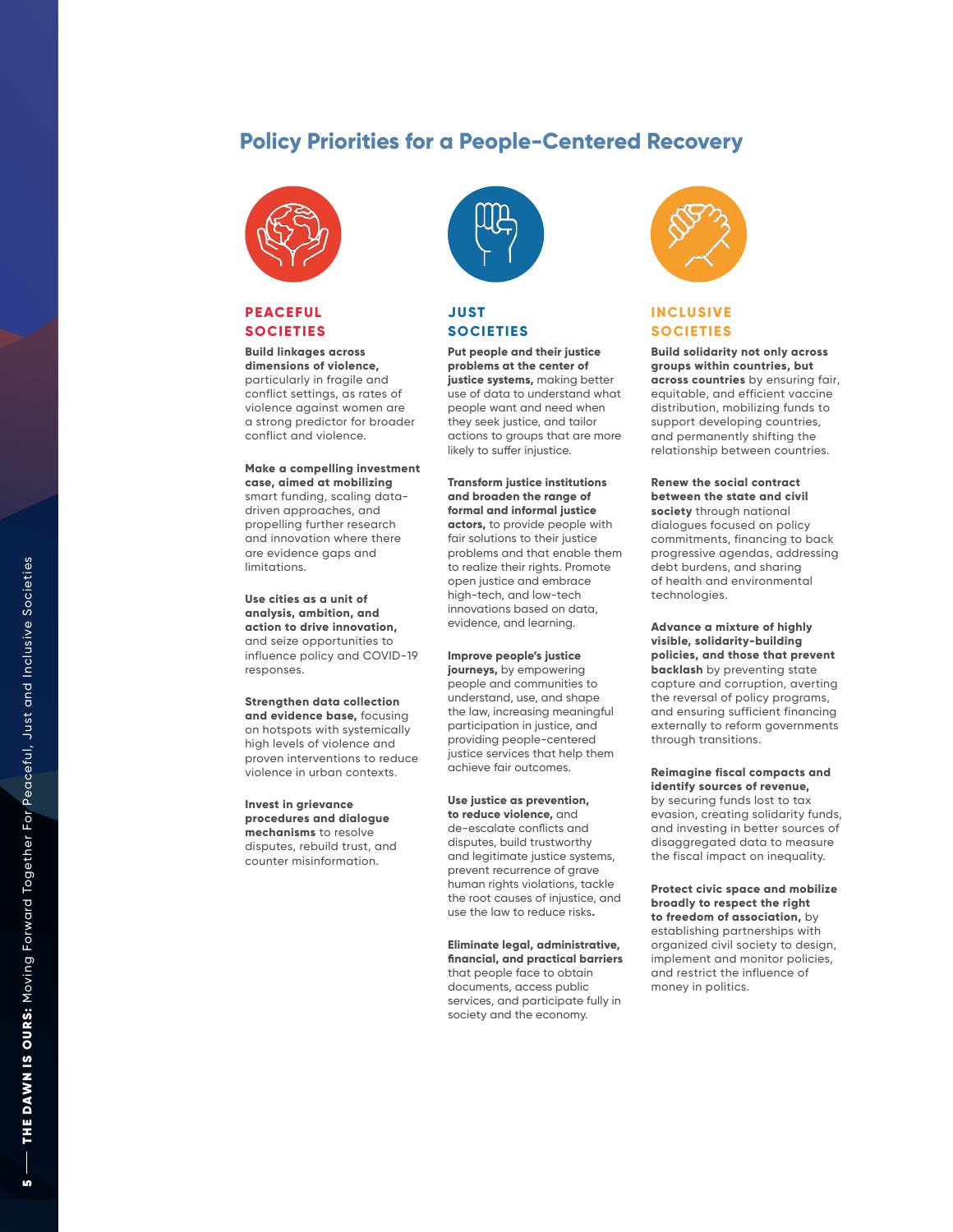# Policy Priorities for a People-Centered Recovery

## PEACEFUL SOCIETIES

**Build linkages across dimensions of violence,** particularly in fragile and conflict settings, as rates of violence against women are a strong predictor for broader conflict and violence.

**Make a compelling investment case, aimed at mobilizing** smart funding, scaling data-driven approaches, and propelling further research and innovation where there are evidence gaps and limitations.

**Use cities as a unit of analysis, ambition, and action to drive innovation,** and seize opportunities to influence policy and COVID-19 responses.

**Strengthen data collection and evidence base,** focusing on hotspots with systemically high levels of violence and proven interventions to reduce violence in urban contexts.

**Invest in grievance procedures and dialogue mechanisms** to resolve disputes, rebuild trust, and counter misinformation.

## JUST SOCIETIES

**Put people and their justice problems at the center of justice systems,** making better use of data to understand what people want and need when they seek justice, and tailor actions to groups that are more likely to suffer injustice.

**Transform justice institutions and broaden the range of formal and informal justice actors,** to provide people with fair solutions to their justice problems and that enable them to realize their rights. Promote open justice and embrace high-tech, and low-tech innovations based on data, evidence, and learning.

**Improve people's justice journeys,** by empowering people and communities to understand, use, and shape the law, increasing meaningful participation in justice, and providing people-centered justice services that help them achieve fair outcomes.

**Use justice as prevention, to reduce violence,** and de-escalate conflicts and disputes, build trustworthy and legitimate justice systems, prevent recurrence of grave human rights violations, tackle the root causes of injustice, and use the law to reduce risks.

**Eliminate legal, administrative, financial, and practical barriers** that people face to obtain documents, access public services, and participate fully in society and the economy.

## INCLUSIVE SOCIETIES

**Build solidarity not only across groups within countries, but across countries** by ensuring fair, equitable, and efficient vaccine distribution, mobilizing funds to support developing countries, and permanently shifting the relationship between countries.

**Renew the social contract between the state and civil society** through national dialogues focused on policy commitments, financing to back progressive agendas, addressing debt burdens, and sharing of health and environmental technologies.

**Advance a mixture of highly visible, solidarity-building policies, and those that prevent backlash** by preventing state capture and corruption, averting the reversal of policy programs, and ensuring sufficient financing externally to reform governments through transitions.

**Reimagine fiscal compacts and identify sources of revenue,** by securing funds lost to tax evasion, creating solidarity funds, and investing in better sources of disaggregated data to measure the fiscal impact on inequality.

**Protect civic space and mobilize broadly to respect the right to freedom of association,** by establishing partnerships with organized civil society to design, implement and monitor policies, and restrict the influence of money in politics.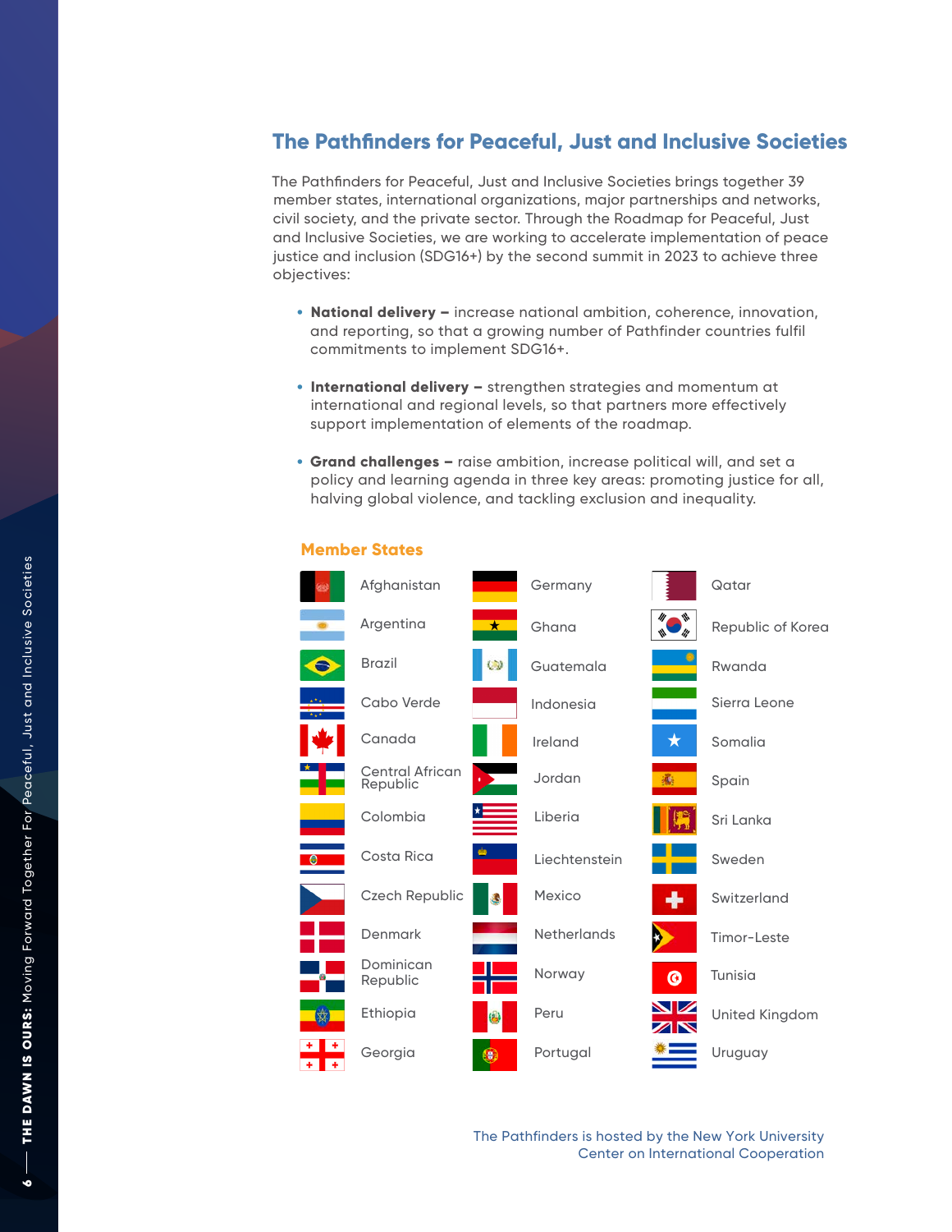## The Pathfinders for Peaceful, Just and Inclusive Societies

The Pathfinders for Peaceful, Just and Inclusive Societies brings together 39 member states, international organizations, major partnerships and networks, civil society, and the private sector. Through the Roadmap for Peaceful, Just and Inclusive Societies, we are working to accelerate implementation of peace justice and inclusion (SDG16+) by the second summit in 2023 to achieve three objectives:

- **National delivery –** increase national ambition, coherence, innovation, and reporting, so that a growing number of Pathfinder countries fulfil commitments to implement SDG16+.
- **International delivery –** strengthen strategies and momentum at international and regional levels, so that partners more effectively support implementation of elements of the roadmap.
- **Grand challenges –** raise ambition, increase political will, and set a policy and learning agenda in three key areas: promoting justice for all, halving global violence, and tackling exclusion and inequality.

### Member States

- Afghanistan
- Argentina
- Brazil
- Cabo Verde
- Canada
- Central African Republic
- Colombia
- Costa Rica
- Czech Republic
- Denmark
- Dominican Republic
- Ethiopia
- Georgia
- Germany
- Ghana
- Guatemala
- Indonesia
- Ireland
- Jordan
- Liberia
- Liechtenstein
- Mexico
- Netherlands
- Norway
- Peru
- Portugal
- Qatar
- Republic of Korea
- Rwanda
- Sierra Leone
- Somalia
- Spain
- Sri Lanka
- Sweden
- Switzerland
- Timor-Leste
- Tunisia
- United Kingdom
- Uruguay

The Pathfinders is hosted by the New York University Center on International Cooperation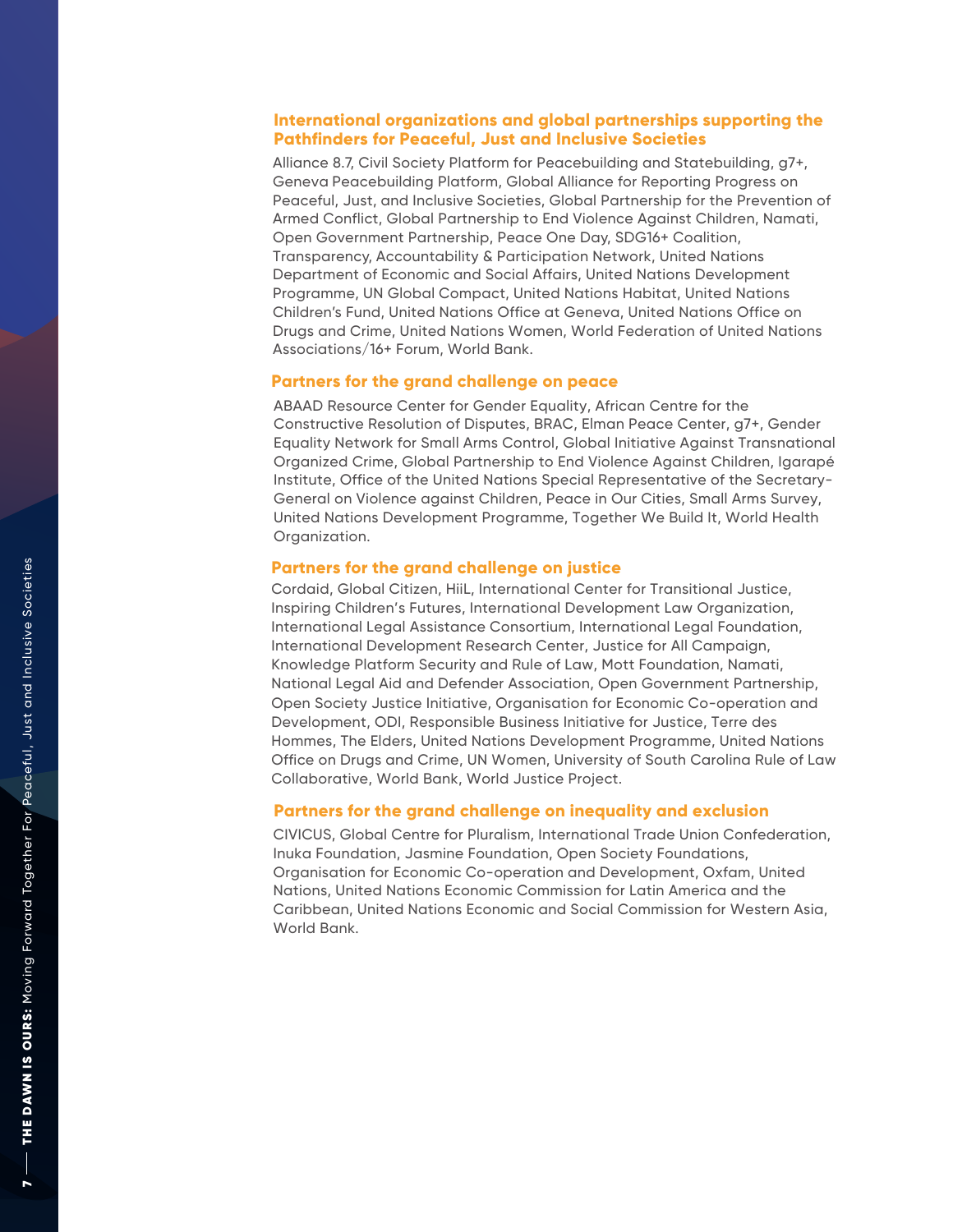### International organizations and global partnerships supporting the Pathfinders for Peaceful, Just and Inclusive Societies

Alliance 8.7, Civil Society Platform for Peacebuilding and Statebuilding, g7+, Geneva Peacebuilding Platform, Global Alliance for Reporting Progress on Peaceful, Just, and Inclusive Societies, Global Partnership for the Prevention of Armed Conflict, Global Partnership to End Violence Against Children, Namati, Open Government Partnership, Peace One Day, SDG16+ Coalition, Transparency, Accountability & Participation Network, United Nations Department of Economic and Social Affairs, United Nations Development Programme, UN Global Compact, United Nations Habitat, United Nations Children's Fund, United Nations Office at Geneva, United Nations Office on Drugs and Crime, United Nations Women, World Federation of United Nations Associations/16+ Forum, World Bank.

### Partners for the grand challenge on peace

ABAAD Resource Center for Gender Equality, African Centre for the Constructive Resolution of Disputes, BRAC, Elman Peace Center, g7+, Gender Equality Network for Small Arms Control, Global Initiative Against Transnational Organized Crime, Global Partnership to End Violence Against Children, Igarapé Institute, Office of the United Nations Special Representative of the Secretary-General on Violence against Children, Peace in Our Cities, Small Arms Survey, United Nations Development Programme, Together We Build It, World Health Organization.

### Partners for the grand challenge on justice

Cordaid, Global Citizen, HiiL, International Center for Transitional Justice, Inspiring Children's Futures, International Development Law Organization, International Legal Assistance Consortium, International Legal Foundation, International Development Research Center, Justice for All Campaign, Knowledge Platform Security and Rule of Law, Mott Foundation, Namati, National Legal Aid and Defender Association, Open Government Partnership, Open Society Justice Initiative, Organisation for Economic Co-operation and Development, ODI, Responsible Business Initiative for Justice, Terre des Hommes, The Elders, United Nations Development Programme, United Nations Office on Drugs and Crime, UN Women, University of South Carolina Rule of Law Collaborative, World Bank, World Justice Project.

### Partners for the grand challenge on inequality and exclusion

CIVICUS, Global Centre for Pluralism, International Trade Union Confederation, Inuka Foundation, Jasmine Foundation, Open Society Foundations, Organisation for Economic Co-operation and Development, Oxfam, United Nations, United Nations Economic Commission for Latin America and the Caribbean, United Nations Economic and Social Commission for Western Asia, World Bank.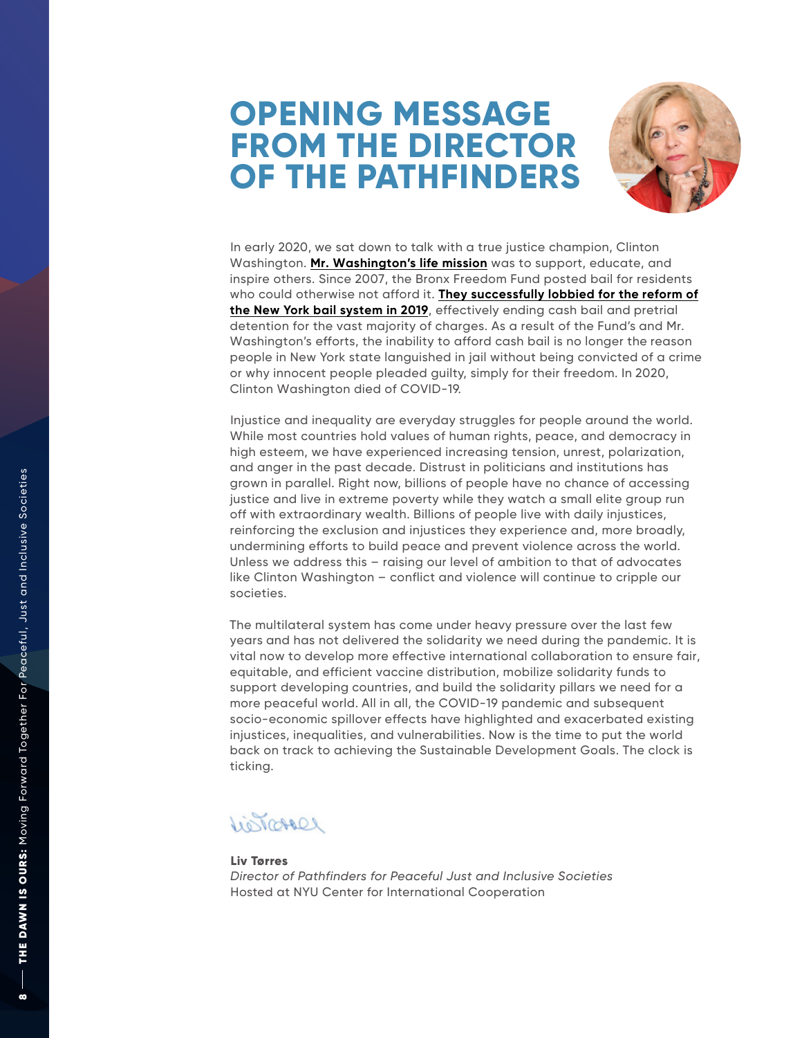# OPENING MESSAGE FROM THE DIRECTOR OF THE PATHFINDERS

In early 2020, we sat down to talk with a true justice champion, Clinton Washington. **Mr. Washington's life mission** was to support, educate, and inspire others. Since 2007, the Bronx Freedom Fund posted bail for residents who could otherwise not afford it. **They successfully lobbied for the reform of the New York bail system in 2019**, effectively ending cash bail and pretrial detention for the vast majority of charges. As a result of the Fund's and Mr. Washington's efforts, the inability to afford cash bail is no longer the reason people in New York state languished in jail without being convicted of a crime or why innocent people pleaded guilty, simply for their freedom. In 2020, Clinton Washington died of COVID-19.

Injustice and inequality are everyday struggles for people around the world. While most countries hold values of human rights, peace, and democracy in high esteem, we have experienced increasing tension, unrest, polarization, and anger in the past decade. Distrust in politicians and institutions has grown in parallel. Right now, billions of people have no chance of accessing justice and live in extreme poverty while they watch a small elite group run off with extraordinary wealth. Billions of people live with daily injustices, reinforcing the exclusion and injustices they experience and, more broadly, undermining efforts to build peace and prevent violence across the world. Unless we address this – raising our level of ambition to that of advocates like Clinton Washington – conflict and violence will continue to cripple our societies.

The multilateral system has come under heavy pressure over the last few years and has not delivered the solidarity we need during the pandemic. It is vital now to develop more effective international collaboration to ensure fair, equitable, and efficient vaccine distribution, mobilize solidarity funds to support developing countries, and build the solidarity pillars we need for a more peaceful world. All in all, the COVID-19 pandemic and subsequent socio-economic spillover effects have highlighted and exacerbated existing injustices, inequalities, and vulnerabilities. Now is the time to put the world back on track to achieving the Sustainable Development Goals. The clock is ticking.

**Liv Tørres**
*Director of Pathfinders for Peaceful Just and Inclusive Societies*
Hosted at NYU Center for International Cooperation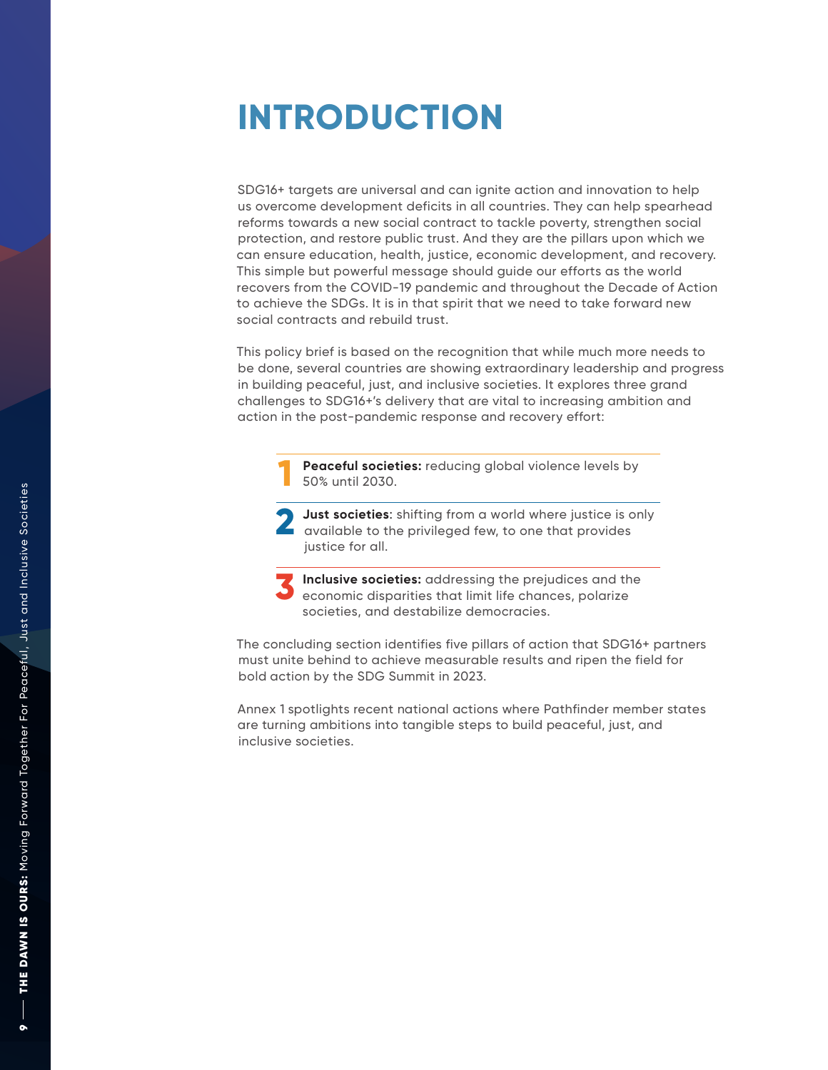# INTRODUCTION

SDG16+ targets are universal and can ignite action and innovation to help us overcome development deficits in all countries. They can help spearhead reforms towards a new social contract to tackle poverty, strengthen social protection, and restore public trust. And they are the pillars upon which we can ensure education, health, justice, economic development, and recovery. This simple but powerful message should guide our efforts as the world recovers from the COVID-19 pandemic and throughout the Decade of Action to achieve the SDGs. It is in that spirit that we need to take forward new social contracts and rebuild trust.

This policy brief is based on the recognition that while much more needs to be done, several countries are showing extraordinary leadership and progress in building peaceful, just, and inclusive societies. It explores three grand challenges to SDG16+'s delivery that are vital to increasing ambition and action in the post-pandemic response and recovery effort:

1. **Peaceful societies:** reducing global violence levels by 50% until 2030.
2. **Just societies**: shifting from a world where justice is only available to the privileged few, to one that provides justice for all.
3. **Inclusive societies:** addressing the prejudices and the economic disparities that limit life chances, polarize societies, and destabilize democracies.

The concluding section identifies five pillars of action that SDG16+ partners must unite behind to achieve measurable results and ripen the field for bold action by the SDG Summit in 2023.

Annex 1 spotlights recent national actions where Pathfinder member states are turning ambitions into tangible steps to build peaceful, just, and inclusive societies.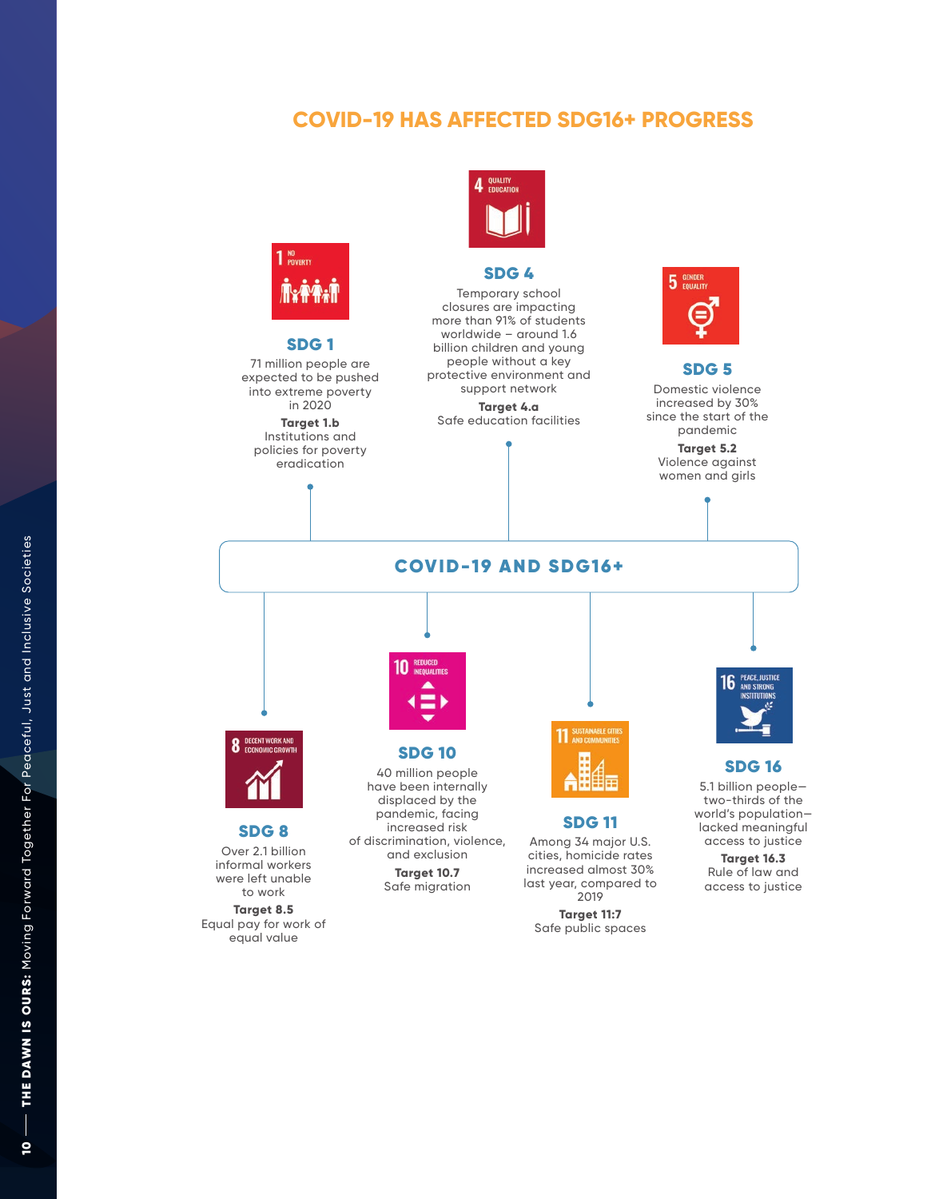# COVID-19 HAS AFFECTED SDG16+ PROGRESS

## COVID-19 AND SDG16+

### SDG 1

71 million people are expected to be pushed into extreme poverty in 2020

**Target 1.b**
Institutions and policies for poverty eradication

### SDG 4

Temporary school closures are impacting more than 91% of students worldwide – around 1.6 billion children and young people without a key protective environment and support network

**Target 4.a**
Safe education facilities

### SDG 5

Domestic violence increased by 30% since the start of the pandemic

**Target 5.2**
Violence against women and girls

### SDG 8

Over 2.1 billion informal workers were left unable to work

**Target 8.5**
Equal pay for work of equal value

### SDG 10

40 million people have been internally displaced by the pandemic, facing increased risk of discrimination, violence, and exclusion

**Target 10.7**
Safe migration

### SDG 11

Among 34 major U.S. cities, homicide rates increased almost 30% last year, compared to 2019

**Target 11:7**
Safe public spaces

### SDG 16

5.1 billion people—two-thirds of the world's population—lacked meaningful access to justice

**Target 16.3**
Rule of law and access to justice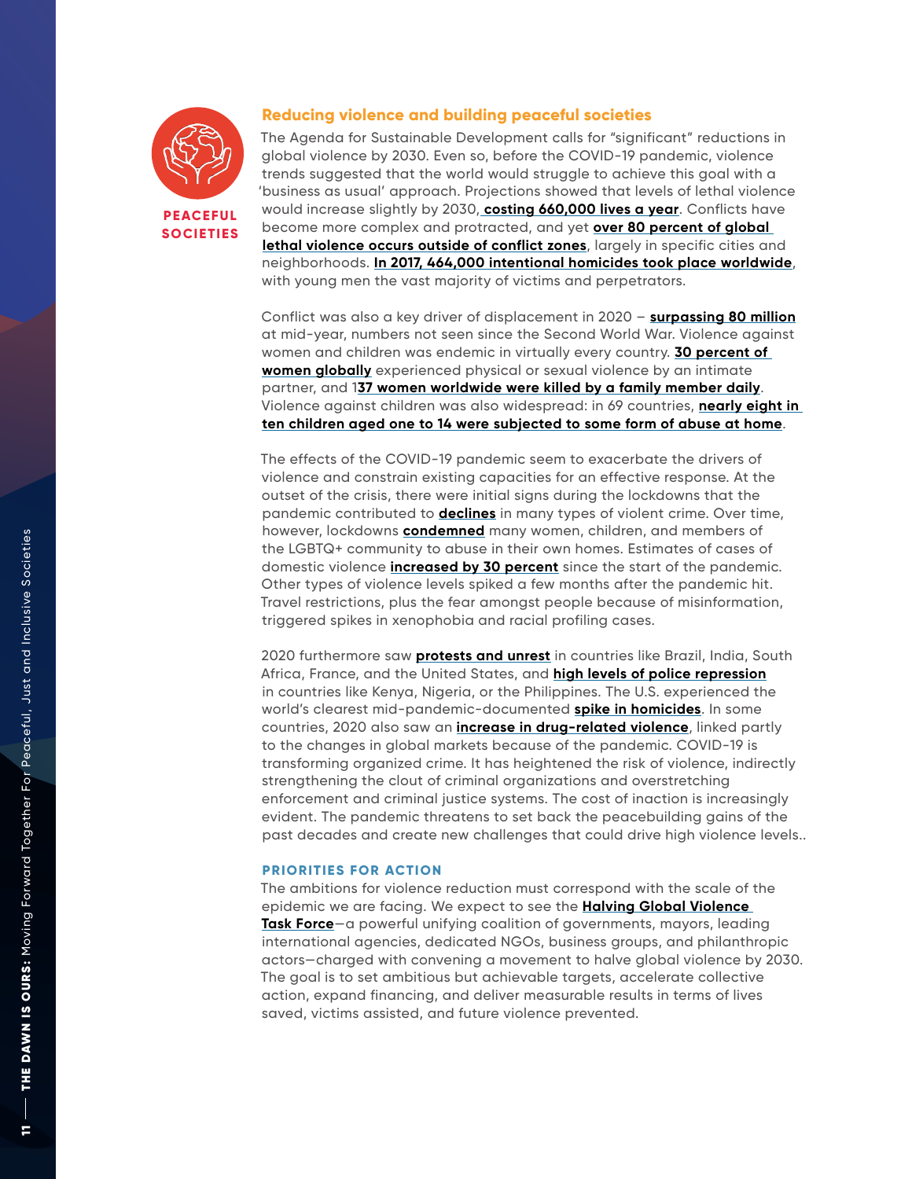PEACEFUL SOCIETIES

## Reducing violence and building peaceful societies

The Agenda for Sustainable Development calls for "significant" reductions in global violence by 2030. Even so, before the COVID-19 pandemic, violence trends suggested that the world would struggle to achieve this goal with a 'business as usual' approach. Projections showed that levels of lethal violence would increase slightly by 2030, **costing 660,000 lives a year**. Conflicts have become more complex and protracted, and yet **over 80 percent of global lethal violence occurs outside of conflict zones**, largely in specific cities and neighborhoods. **In 2017, 464,000 intentional homicides took place worldwide**, with young men the vast majority of victims and perpetrators.

Conflict was also a key driver of displacement in 2020 – **surpassing 80 million** at mid-year, numbers not seen since the Second World War. Violence against women and children was endemic in virtually every country. **30 percent of women globally** experienced physical or sexual violence by an intimate partner, and **137 women worldwide were killed by a family member daily**. Violence against children was also widespread: in 69 countries, **nearly eight in ten children aged one to 14 were subjected to some form of abuse at home**.

The effects of the COVID-19 pandemic seem to exacerbate the drivers of violence and constrain existing capacities for an effective response. At the outset of the crisis, there were initial signs during the lockdowns that the pandemic contributed to **declines** in many types of violent crime. Over time, however, lockdowns **condemned** many women, children, and members of the LGBTQ+ community to abuse in their own homes. Estimates of cases of domestic violence **increased by 30 percent** since the start of the pandemic. Other types of violence levels spiked a few months after the pandemic hit. Travel restrictions, plus the fear amongst people because of misinformation, triggered spikes in xenophobia and racial profiling cases.

2020 furthermore saw **protests and unrest** in countries like Brazil, India, South Africa, France, and the United States, and **high levels of police repression** in countries like Kenya, Nigeria, or the Philippines. The U.S. experienced the world's clearest mid-pandemic-documented **spike in homicides**. In some countries, 2020 also saw an **increase in drug-related violence**, linked partly to the changes in global markets because of the pandemic. COVID-19 is transforming organized crime. It has heightened the risk of violence, indirectly strengthening the clout of criminal organizations and overstretching enforcement and criminal justice systems. The cost of inaction is increasingly evident. The pandemic threatens to set back the peacebuilding gains of the past decades and create new challenges that could drive high violence levels..

### PRIORITIES FOR ACTION

The ambitions for violence reduction must correspond with the scale of the epidemic we are facing. We expect to see the **Halving Global Violence Task Force**—a powerful unifying coalition of governments, mayors, leading international agencies, dedicated NGOs, business groups, and philanthropic actors—charged with convening a movement to halve global violence by 2030. The goal is to set ambitious but achievable targets, accelerate collective action, expand financing, and deliver measurable results in terms of lives saved, victims assisted, and future violence prevented.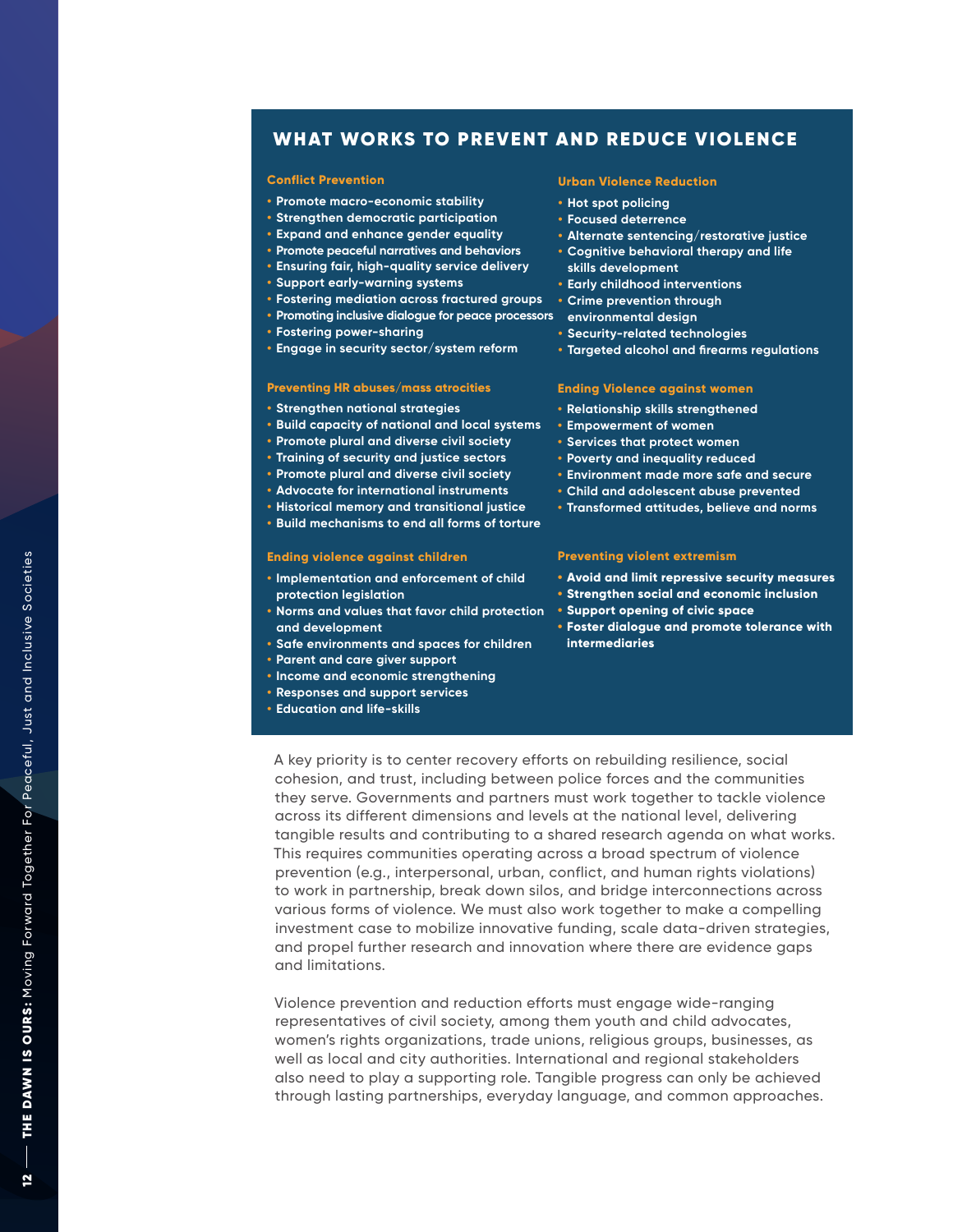## WHAT WORKS TO PREVENT AND REDUCE VIOLENCE

### Conflict Prevention

- Promote macro-economic stability
- Strengthen democratic participation
- Expand and enhance gender equality
- Promote peaceful narratives and behaviors
- Ensuring fair, high-quality service delivery
- Support early-warning systems
- Fostering mediation across fractured groups
- Promoting inclusive dialogue for peace processors
- Fostering power-sharing
- Engage in security sector/system reform

### Preventing HR abuses/mass atrocities

- Strengthen national strategies
- Build capacity of national and local systems
- Promote plural and diverse civil society
- Training of security and justice sectors
- Promote plural and diverse civil society
- Advocate for international instruments
- Historical memory and transitional justice
- Build mechanisms to end all forms of torture

### Ending violence against children

- Implementation and enforcement of child protection legislation
- Norms and values that favor child protection and development
- Safe environments and spaces for children
- Parent and care giver support
- Income and economic strengthening
- Responses and support services
- Education and life-skills

### Urban Violence Reduction

- Hot spot policing
- Focused deterrence
- Alternate sentencing/restorative justice
- Cognitive behavioral therapy and life skills development
- Early childhood interventions
- Crime prevention through environmental design
- Security-related technologies
- Targeted alcohol and firearms regulations

### Ending Violence against women

- Relationship skills strengthened
- Empowerment of women
- Services that protect women
- Poverty and inequality reduced
- Environment made more safe and secure
- Child and adolescent abuse prevented
- Transformed attitudes, believe and norms

### Preventing violent extremism

- Avoid and limit repressive security measures
- Strengthen social and economic inclusion
- Support opening of civic space
- Foster dialogue and promote tolerance with intermediaries

A key priority is to center recovery efforts on rebuilding resilience, social cohesion, and trust, including between police forces and the communities they serve. Governments and partners must work together to tackle violence across its different dimensions and levels at the national level, delivering tangible results and contributing to a shared research agenda on what works. This requires communities operating across a broad spectrum of violence prevention (e.g., interpersonal, urban, conflict, and human rights violations) to work in partnership, break down silos, and bridge interconnections across various forms of violence. We must also work together to make a compelling investment case to mobilize innovative funding, scale data-driven strategies, and propel further research and innovation where there are evidence gaps and limitations.

Violence prevention and reduction efforts must engage wide-ranging representatives of civil society, among them youth and child advocates, women's rights organizations, trade unions, religious groups, businesses, as well as local and city authorities. International and regional stakeholders also need to play a supporting role. Tangible progress can only be achieved through lasting partnerships, everyday language, and common approaches.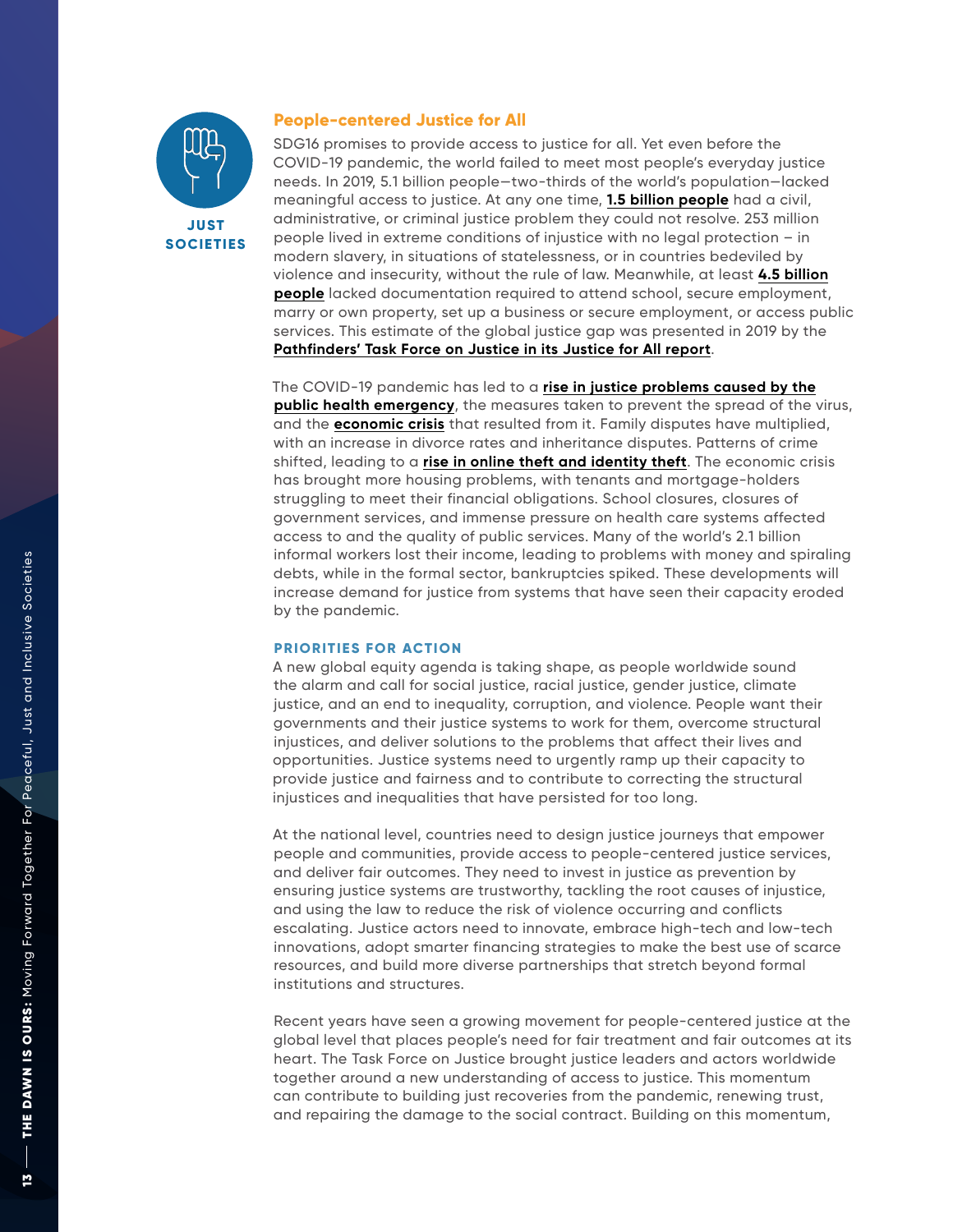JUST SOCIETIES

## People-centered Justice for All

SDG16 promises to provide access to justice for all. Yet even before the COVID-19 pandemic, the world failed to meet most people's everyday justice needs. In 2019, 5.1 billion people—two-thirds of the world's population—lacked meaningful access to justice. At any one time, **1.5 billion people** had a civil, administrative, or criminal justice problem they could not resolve. 253 million people lived in extreme conditions of injustice with no legal protection – in modern slavery, in situations of statelessness, or in countries bedeviled by violence and insecurity, without the rule of law. Meanwhile, at least **4.5 billion people** lacked documentation required to attend school, secure employment, marry or own property, set up a business or secure employment, or access public services. This estimate of the global justice gap was presented in 2019 by the **Pathfinders' Task Force on Justice in its Justice for All report**.

The COVID-19 pandemic has led to a **rise in justice problems caused by the public health emergency**, the measures taken to prevent the spread of the virus, and the **economic crisis** that resulted from it. Family disputes have multiplied, with an increase in divorce rates and inheritance disputes. Patterns of crime shifted, leading to a **rise in online theft and identity theft**. The economic crisis has brought more housing problems, with tenants and mortgage-holders struggling to meet their financial obligations. School closures, closures of government services, and immense pressure on health care systems affected access to and the quality of public services. Many of the world's 2.1 billion informal workers lost their income, leading to problems with money and spiraling debts, while in the formal sector, bankruptcies spiked. These developments will increase demand for justice from systems that have seen their capacity eroded by the pandemic.

### PRIORITIES FOR ACTION

A new global equity agenda is taking shape, as people worldwide sound the alarm and call for social justice, racial justice, gender justice, climate justice, and an end to inequality, corruption, and violence. People want their governments and their justice systems to work for them, overcome structural injustices, and deliver solutions to the problems that affect their lives and opportunities. Justice systems need to urgently ramp up their capacity to provide justice and fairness and to contribute to correcting the structural injustices and inequalities that have persisted for too long.

At the national level, countries need to design justice journeys that empower people and communities, provide access to people-centered justice services, and deliver fair outcomes. They need to invest in justice as prevention by ensuring justice systems are trustworthy, tackling the root causes of injustice, and using the law to reduce the risk of violence occurring and conflicts escalating. Justice actors need to innovate, embrace high-tech and low-tech innovations, adopt smarter financing strategies to make the best use of scarce resources, and build more diverse partnerships that stretch beyond formal institutions and structures.

Recent years have seen a growing movement for people-centered justice at the global level that places people's need for fair treatment and fair outcomes at its heart. The Task Force on Justice brought justice leaders and actors worldwide together around a new understanding of access to justice. This momentum can contribute to building just recoveries from the pandemic, renewing trust, and repairing the damage to the social contract. Building on this momentum,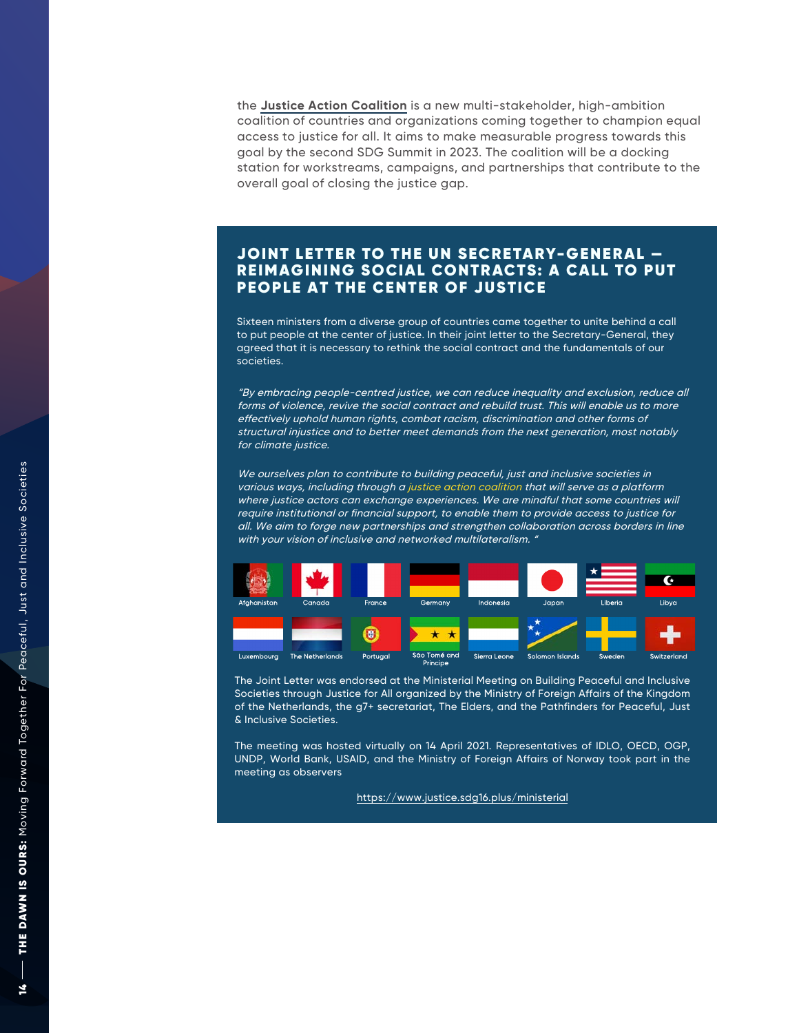the **Justice Action Coalition** is a new multi-stakeholder, high-ambition coalition of countries and organizations coming together to champion equal access to justice for all. It aims to make measurable progress towards this goal by the second SDG Summit in 2023. The coalition will be a docking station for workstreams, campaigns, and partnerships that contribute to the overall goal of closing the justice gap.

## JOINT LETTER TO THE UN SECRETARY-GENERAL – REIMAGINING SOCIAL CONTRACTS: A CALL TO PUT PEOPLE AT THE CENTER OF JUSTICE

Sixteen ministers from a diverse group of countries came together to unite behind a call to put people at the center of justice. In their joint letter to the Secretary-General, they agreed that it is necessary to rethink the social contract and the fundamentals of our societies.

*"By embracing people-centred justice, we can reduce inequality and exclusion, reduce all forms of violence, revive the social contract and rebuild trust. This will enable us to more effectively uphold human rights, combat racism, discrimination and other forms of structural injustice and to better meet demands from the next generation, most notably for climate justice.*

*We ourselves plan to contribute to building peaceful, just and inclusive societies in various ways, including through a justice action coalition that will serve as a platform where justice actors can exchange experiences. We are mindful that some countries will require institutional or financial support, to enable them to provide access to justice for all. We aim to forge new partnerships and strengthen collaboration across borders in line with your vision of inclusive and networked multilateralism. "*

Afghanistan, Canada, France, Germany, Indonesia, Japan, Liberia, Libya, Luxembourg, The Netherlands, Portugal, São Tomé and Principe, Sierra Leone, Solomon Islands, Sweden, Switzerland

The Joint Letter was endorsed at the Ministerial Meeting on Building Peaceful and Inclusive Societies through Justice for All organized by the Ministry of Foreign Affairs of the Kingdom of the Netherlands, the g7+ secretariat, The Elders, and the Pathfinders for Peaceful, Just & Inclusive Societies.

The meeting was hosted virtually on 14 April 2021. Representatives of IDLO, OECD, OGP, UNDP, World Bank, USAID, and the Ministry of Foreign Affairs of Norway took part in the meeting as observers

https://www.justice.sdg16.plus/ministerial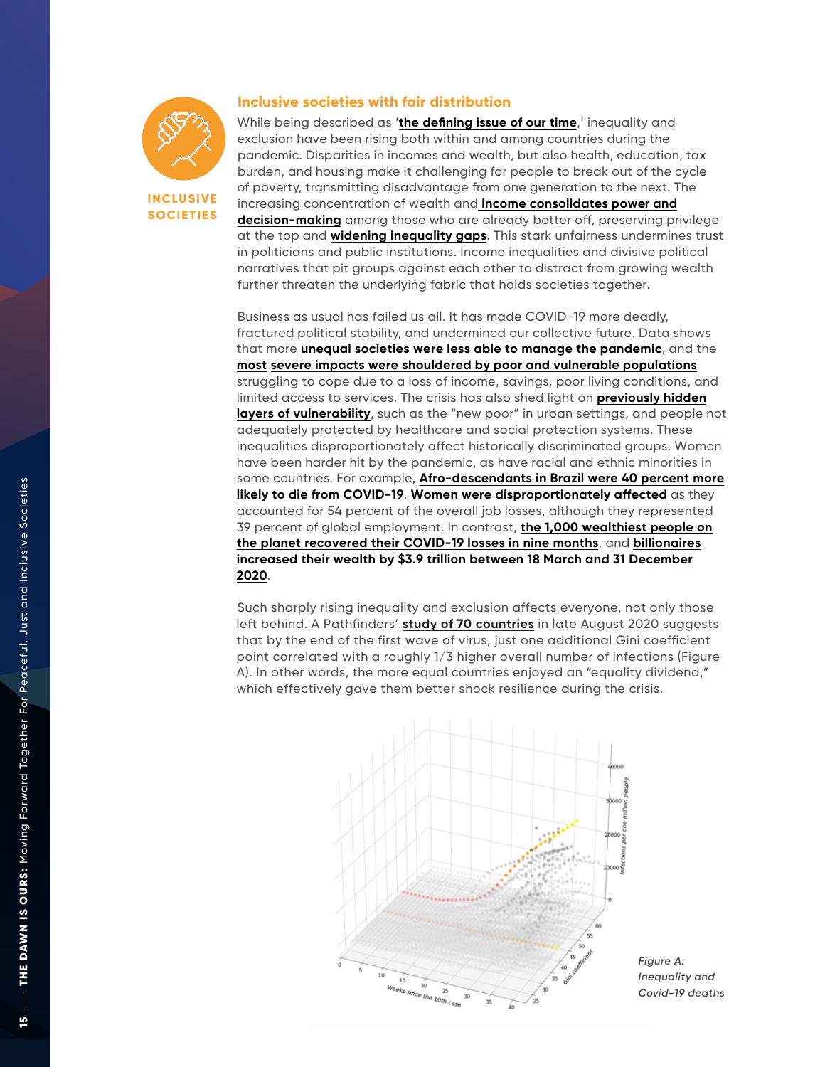INCLUSIVE SOCIETIES

## Inclusive societies with fair distribution

While being described as '**the defining issue of our time**,' inequality and exclusion have been rising both within and among countries during the pandemic. Disparities in incomes and wealth, but also health, education, tax burden, and housing make it challenging for people to break out of the cycle of poverty, transmitting disadvantage from one generation to the next. The increasing concentration of wealth and **income consolidates power and decision-making** among those who are already better off, preserving privilege at the top and **widening inequality gaps**. This stark unfairness undermines trust in politicians and public institutions. Income inequalities and divisive political narratives that pit groups against each other to distract from growing wealth further threaten the underlying fabric that holds societies together.

Business as usual has failed us all. It has made COVID-19 more deadly, fractured political stability, and undermined our collective future. Data shows that more **unequal societies were less able to manage the pandemic**, and the **most severe impacts were shouldered by poor and vulnerable populations** struggling to cope due to a loss of income, savings, poor living conditions, and limited access to services. The crisis has also shed light on **previously hidden layers of vulnerability**, such as the "new poor" in urban settings, and people not adequately protected by healthcare and social protection systems. These inequalities disproportionately affect historically discriminated groups. Women have been harder hit by the pandemic, as have racial and ethnic minorities in some countries. For example, **Afro-descendants in Brazil were 40 percent more likely to die from COVID-19**. **Women were disproportionately affected** as they accounted for 54 percent of the overall job losses, although they represented 39 percent of global employment. In contrast, **the 1,000 wealthiest people on the planet recovered their COVID-19 losses in nine months**, and **billionaires increased their wealth by $3.9 trillion between 18 March and 31 December 2020**.

Such sharply rising inequality and exclusion affects everyone, not only those left behind. A Pathfinders' **study of 70 countries** in late August 2020 suggests that by the end of the first wave of virus, just one additional Gini coefficient point correlated with a roughly 1/3 higher overall number of infections (Figure A). In other words, the more equal countries enjoyed an "equality dividend," which effectively gave them better shock resilience during the crisis.

*Figure A: Inequality and Covid-19 deaths*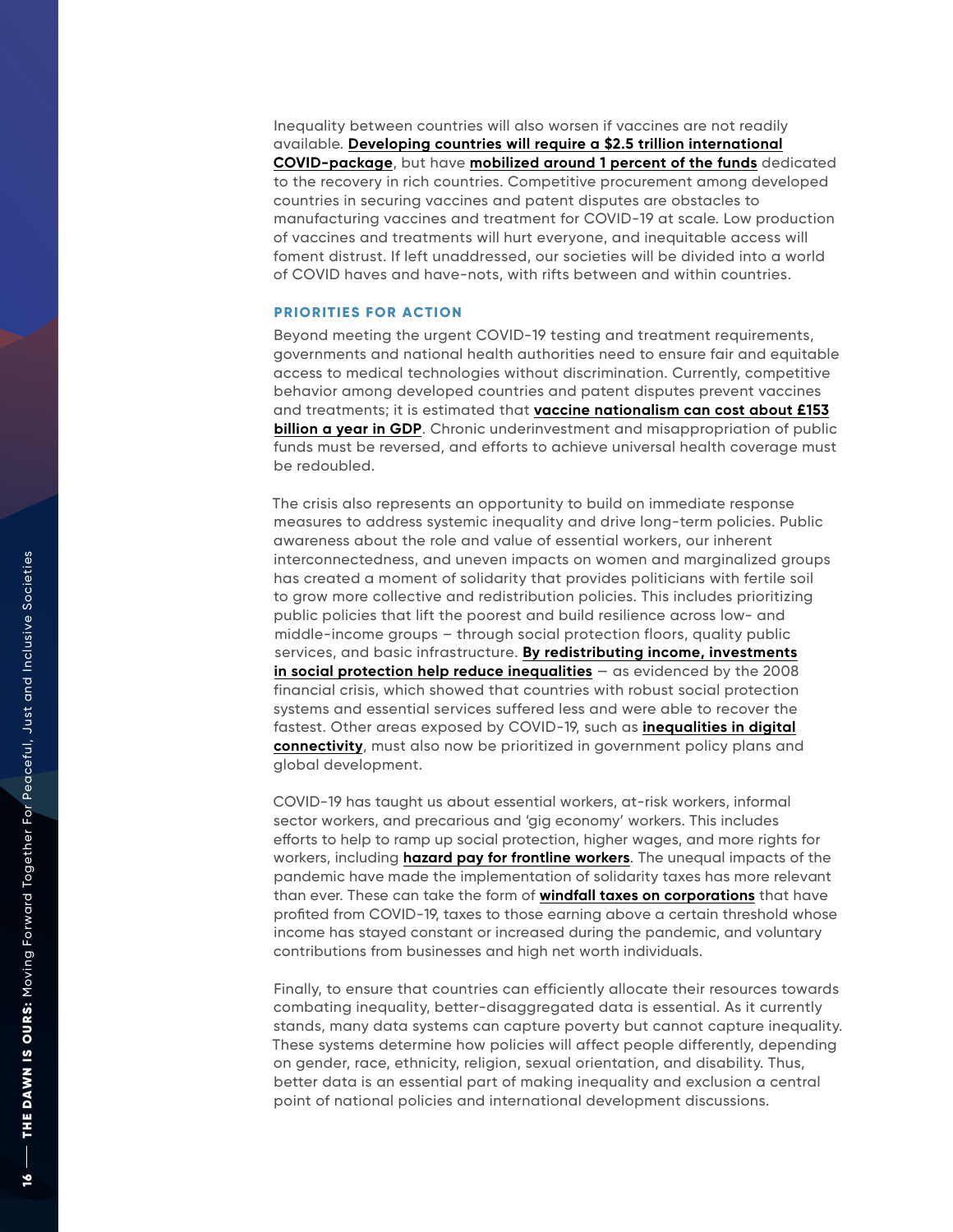Inequality between countries will also worsen if vaccines are not readily available. **Developing countries will require a $2.5 trillion international COVID-package**, but have **mobilized around 1 percent of the funds** dedicated to the recovery in rich countries. Competitive procurement among developed countries in securing vaccines and patent disputes are obstacles to manufacturing vaccines and treatment for COVID-19 at scale. Low production of vaccines and treatments will hurt everyone, and inequitable access will foment distrust. If left unaddressed, our societies will be divided into a world of COVID haves and have-nots, with rifts between and within countries.

### PRIORITIES FOR ACTION

Beyond meeting the urgent COVID-19 testing and treatment requirements, governments and national health authorities need to ensure fair and equitable access to medical technologies without discrimination. Currently, competitive behavior among developed countries and patent disputes prevent vaccines and treatments; it is estimated that **vaccine nationalism can cost about £153 billion a year in GDP**. Chronic underinvestment and misappropriation of public funds must be reversed, and efforts to achieve universal health coverage must be redoubled.

The crisis also represents an opportunity to build on immediate response measures to address systemic inequality and drive long-term policies. Public awareness about the role and value of essential workers, our inherent interconnectedness, and uneven impacts on women and marginalized groups has created a moment of solidarity that provides politicians with fertile soil to grow more collective and redistribution policies. This includes prioritizing public policies that lift the poorest and build resilience across low- and middle-income groups – through social protection floors, quality public services, and basic infrastructure. **By redistributing income, investments in social protection help reduce inequalities** — as evidenced by the 2008 financial crisis, which showed that countries with robust social protection systems and essential services suffered less and were able to recover the fastest. Other areas exposed by COVID-19, such as **inequalities in digital connectivity**, must also now be prioritized in government policy plans and global development.

COVID-19 has taught us about essential workers, at-risk workers, informal sector workers, and precarious and 'gig economy' workers. This includes efforts to help to ramp up social protection, higher wages, and more rights for workers, including **hazard pay for frontline workers**. The unequal impacts of the pandemic have made the implementation of solidarity taxes has more relevant than ever. These can take the form of **windfall taxes on corporations** that have profited from COVID-19, taxes to those earning above a certain threshold whose income has stayed constant or increased during the pandemic, and voluntary contributions from businesses and high net worth individuals.

Finally, to ensure that countries can efficiently allocate their resources towards combating inequality, better-disaggregated data is essential. As it currently stands, many data systems can capture poverty but cannot capture inequality. These systems determine how policies will affect people differently, depending on gender, race, ethnicity, religion, sexual orientation, and disability. Thus, better data is an essential part of making inequality and exclusion a central point of national policies and international development discussions.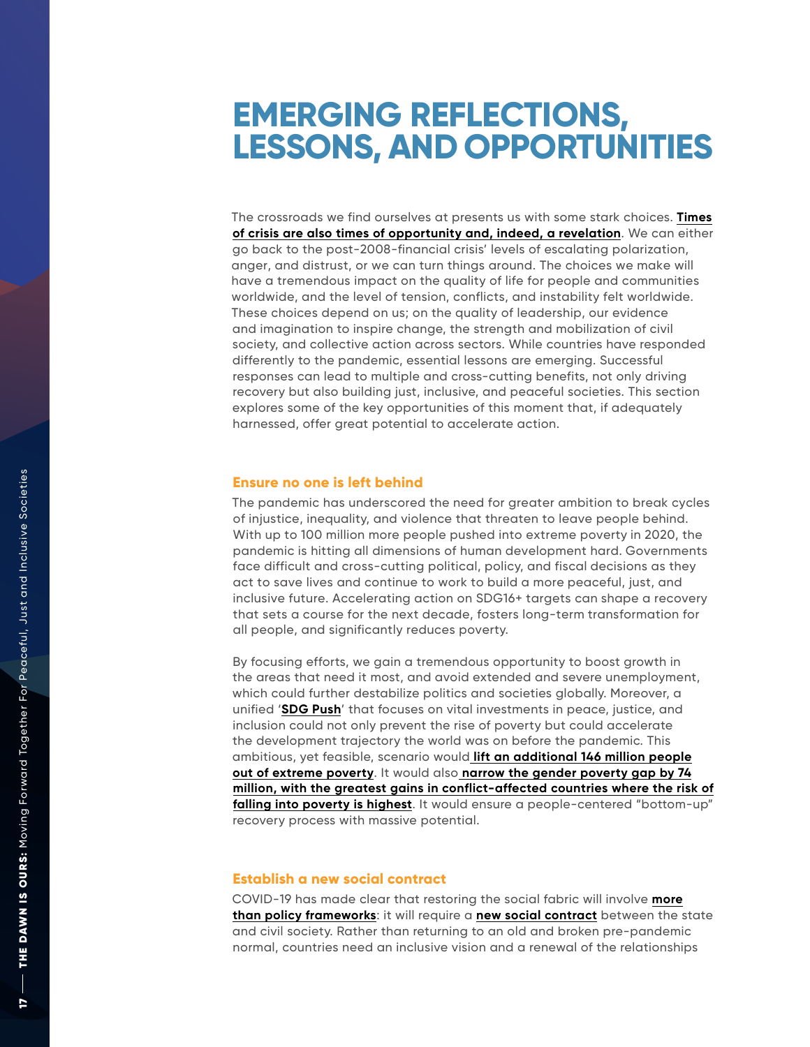# EMERGING REFLECTIONS, LESSONS, AND OPPORTUNITIES

The crossroads we find ourselves at presents us with some stark choices. **Times of crisis are also times of opportunity and, indeed, a revelation**. We can either go back to the post-2008-financial crisis' levels of escalating polarization, anger, and distrust, or we can turn things around. The choices we make will have a tremendous impact on the quality of life for people and communities worldwide, and the level of tension, conflicts, and instability felt worldwide. These choices depend on us; on the quality of leadership, our evidence and imagination to inspire change, the strength and mobilization of civil society, and collective action across sectors. While countries have responded differently to the pandemic, essential lessons are emerging. Successful responses can lead to multiple and cross-cutting benefits, not only driving recovery but also building just, inclusive, and peaceful societies. This section explores some of the key opportunities of this moment that, if adequately harnessed, offer great potential to accelerate action.

## Ensure no one is left behind

The pandemic has underscored the need for greater ambition to break cycles of injustice, inequality, and violence that threaten to leave people behind. With up to 100 million more people pushed into extreme poverty in 2020, the pandemic is hitting all dimensions of human development hard. Governments face difficult and cross-cutting political, policy, and fiscal decisions as they act to save lives and continue to work to build a more peaceful, just, and inclusive future. Accelerating action on SDG16+ targets can shape a recovery that sets a course for the next decade, fosters long-term transformation for all people, and significantly reduces poverty.

By focusing efforts, we gain a tremendous opportunity to boost growth in the areas that need it most, and avoid extended and severe unemployment, which could further destabilize politics and societies globally. Moreover, a unified '**SDG Push**' that focuses on vital investments in peace, justice, and inclusion could not only prevent the rise of poverty but could accelerate the development trajectory the world was on before the pandemic. This ambitious, yet feasible, scenario would **lift an additional 146 million people out of extreme poverty**. It would also **narrow the gender poverty gap by 74 million, with the greatest gains in conflict-affected countries where the risk of falling into poverty is highest**. It would ensure a people-centered "bottom-up" recovery process with massive potential.

## Establish a new social contract

COVID-19 has made clear that restoring the social fabric will involve **more than policy frameworks**: it will require a **new social contract** between the state and civil society. Rather than returning to an old and broken pre-pandemic normal, countries need an inclusive vision and a renewal of the relationships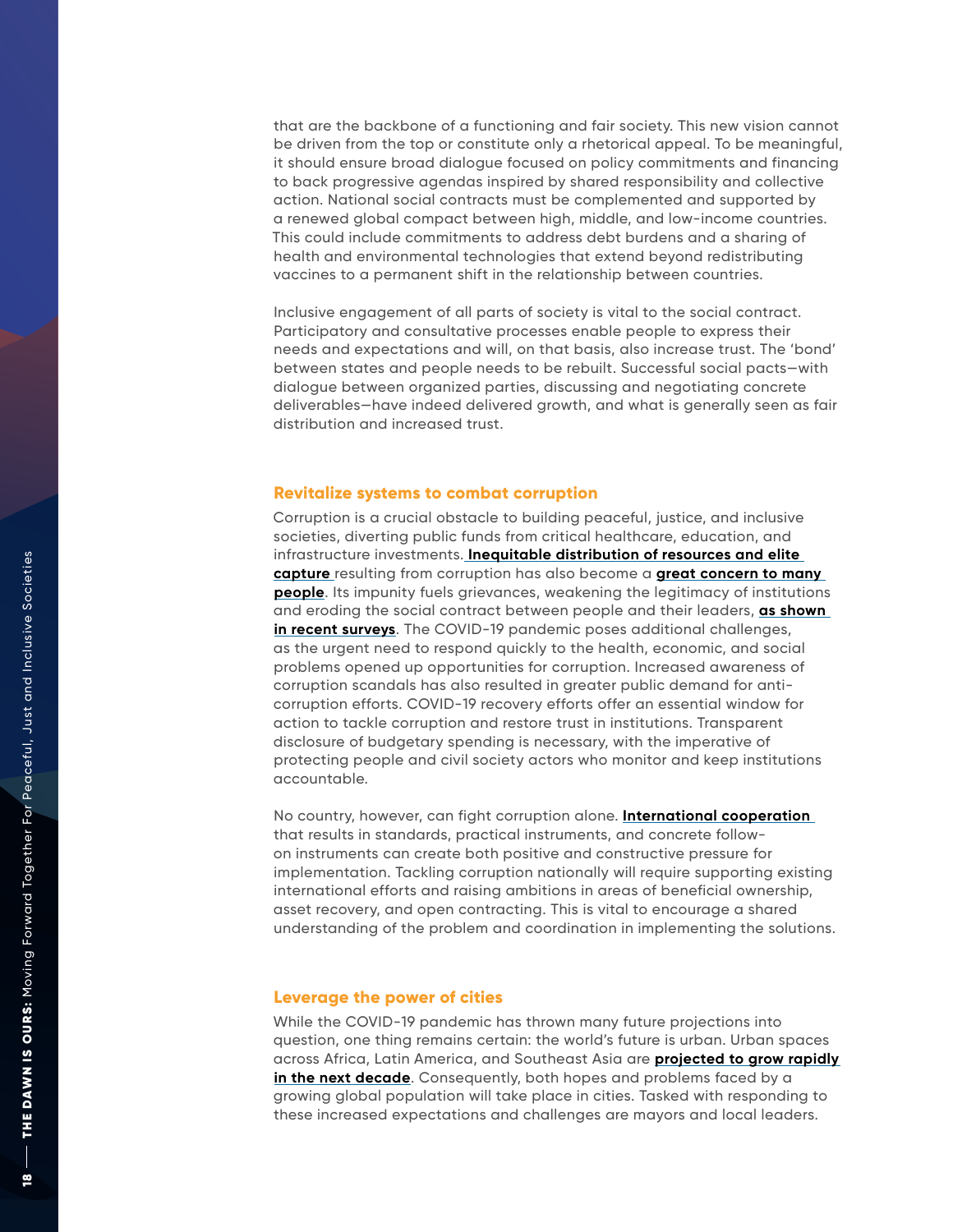that are the backbone of a functioning and fair society. This new vision cannot be driven from the top or constitute only a rhetorical appeal. To be meaningful, it should ensure broad dialogue focused on policy commitments and financing to back progressive agendas inspired by shared responsibility and collective action. National social contracts must be complemented and supported by a renewed global compact between high, middle, and low-income countries. This could include commitments to address debt burdens and a sharing of health and environmental technologies that extend beyond redistributing vaccines to a permanent shift in the relationship between countries.

Inclusive engagement of all parts of society is vital to the social contract. Participatory and consultative processes enable people to express their needs and expectations and will, on that basis, also increase trust. The 'bond' between states and people needs to be rebuilt. Successful social pacts—with dialogue between organized parties, discussing and negotiating concrete deliverables—have indeed delivered growth, and what is generally seen as fair distribution and increased trust.

## Revitalize systems to combat corruption

Corruption is a crucial obstacle to building peaceful, justice, and inclusive societies, diverting public funds from critical healthcare, education, and infrastructure investments. **Inequitable distribution of resources and elite capture** resulting from corruption has also become a **great concern to many people**. Its impunity fuels grievances, weakening the legitimacy of institutions and eroding the social contract between people and their leaders, **as shown in recent surveys**. The COVID-19 pandemic poses additional challenges, as the urgent need to respond quickly to the health, economic, and social problems opened up opportunities for corruption. Increased awareness of corruption scandals has also resulted in greater public demand for anti-corruption efforts. COVID-19 recovery efforts offer an essential window for action to tackle corruption and restore trust in institutions. Transparent disclosure of budgetary spending is necessary, with the imperative of protecting people and civil society actors who monitor and keep institutions accountable.

No country, however, can fight corruption alone. **International cooperation** that results in standards, practical instruments, and concrete follow-on instruments can create both positive and constructive pressure for implementation. Tackling corruption nationally will require supporting existing international efforts and raising ambitions in areas of beneficial ownership, asset recovery, and open contracting. This is vital to encourage a shared understanding of the problem and coordination in implementing the solutions.

## Leverage the power of cities

While the COVID-19 pandemic has thrown many future projections into question, one thing remains certain: the world's future is urban. Urban spaces across Africa, Latin America, and Southeast Asia are **projected to grow rapidly in the next decade**. Consequently, both hopes and problems faced by a growing global population will take place in cities. Tasked with responding to these increased expectations and challenges are mayors and local leaders.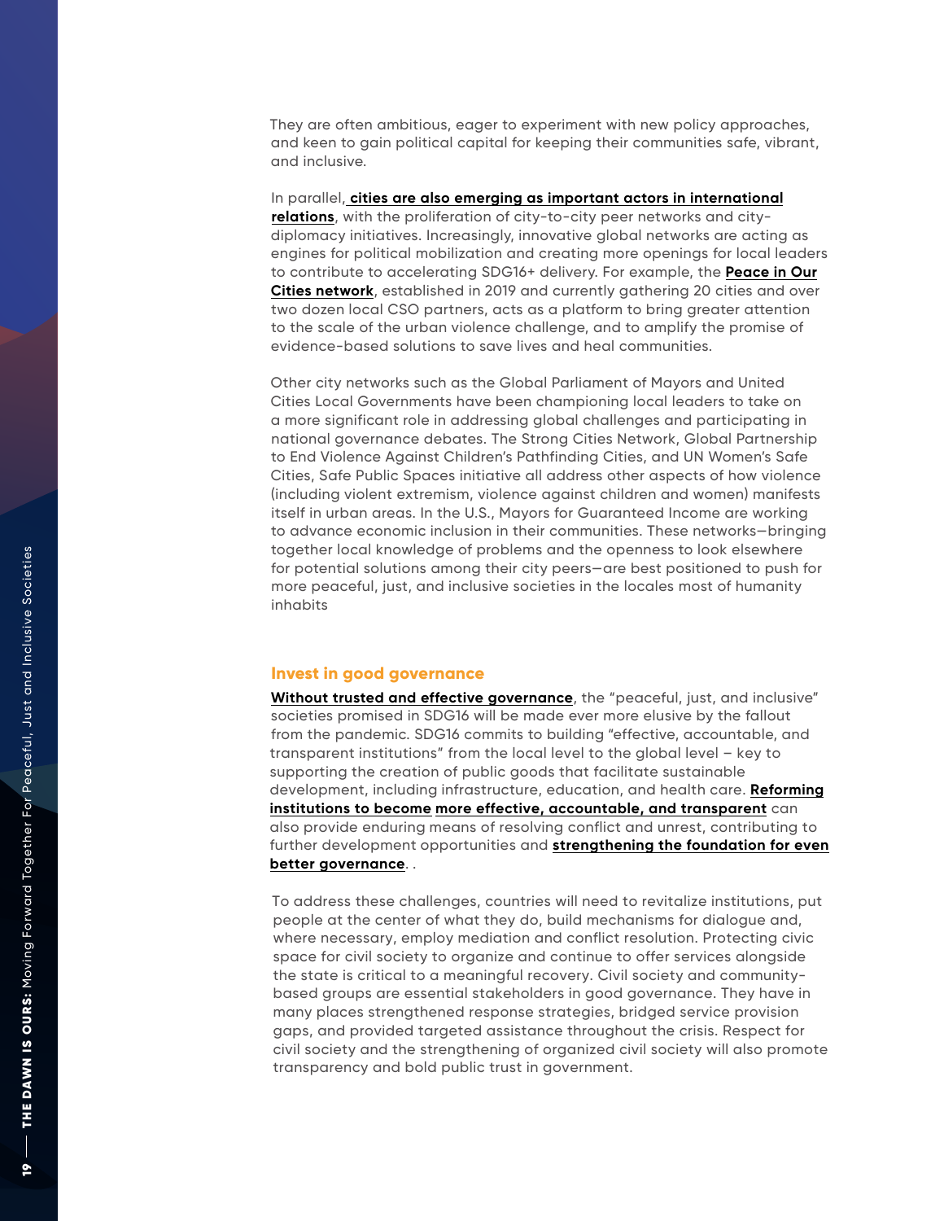They are often ambitious, eager to experiment with new policy approaches, and keen to gain political capital for keeping their communities safe, vibrant, and inclusive.

In parallel, **cities are also emerging as important actors in international relations**, with the proliferation of city-to-city peer networks and city-diplomacy initiatives. Increasingly, innovative global networks are acting as engines for political mobilization and creating more openings for local leaders to contribute to accelerating SDG16+ delivery. For example, the **Peace in Our Cities network**, established in 2019 and currently gathering 20 cities and over two dozen local CSO partners, acts as a platform to bring greater attention to the scale of the urban violence challenge, and to amplify the promise of evidence-based solutions to save lives and heal communities.

Other city networks such as the Global Parliament of Mayors and United Cities Local Governments have been championing local leaders to take on a more significant role in addressing global challenges and participating in national governance debates. The Strong Cities Network, Global Partnership to End Violence Against Children's Pathfinding Cities, and UN Women's Safe Cities, Safe Public Spaces initiative all address other aspects of how violence (including violent extremism, violence against children and women) manifests itself in urban areas. In the U.S., Mayors for Guaranteed Income are working to advance economic inclusion in their communities. These networks—bringing together local knowledge of problems and the openness to look elsewhere for potential solutions among their city peers—are best positioned to push for more peaceful, just, and inclusive societies in the locales most of humanity inhabits

## Invest in good governance

**Without trusted and effective governance**, the "peaceful, just, and inclusive" societies promised in SDG16 will be made ever more elusive by the fallout from the pandemic. SDG16 commits to building "effective, accountable, and transparent institutions" from the local level to the global level – key to supporting the creation of public goods that facilitate sustainable development, including infrastructure, education, and health care. **Reforming institutions to become more effective, accountable, and transparent** can also provide enduring means of resolving conflict and unrest, contributing to further development opportunities and **strengthening the foundation for even better governance**. .

To address these challenges, countries will need to revitalize institutions, put people at the center of what they do, build mechanisms for dialogue and, where necessary, employ mediation and conflict resolution. Protecting civic space for civil society to organize and continue to offer services alongside the state is critical to a meaningful recovery. Civil society and community-based groups are essential stakeholders in good governance. They have in many places strengthened response strategies, bridged service provision gaps, and provided targeted assistance throughout the crisis. Respect for civil society and the strengthening of organized civil society will also promote transparency and bold public trust in government.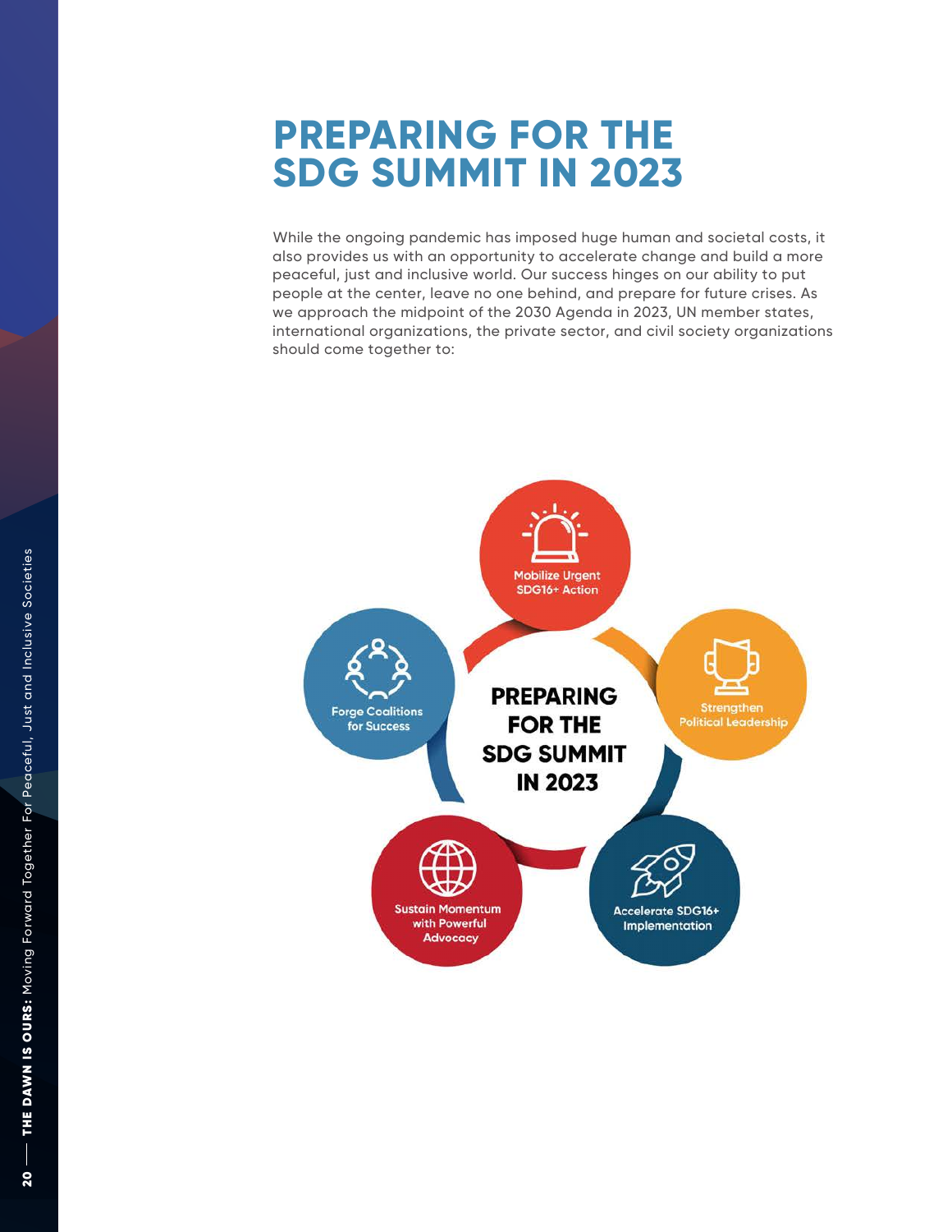# PREPARING FOR THE SDG SUMMIT IN 2023

While the ongoing pandemic has imposed huge human and societal costs, it also provides us with an opportunity to accelerate change and build a more peaceful, just and inclusive world. Our success hinges on our ability to put people at the center, leave no one behind, and prepare for future crises. As we approach the midpoint of the 2030 Agenda in 2023, UN member states, international organizations, the private sector, and civil society organizations should come together to:

**PREPARING FOR THE SDG SUMMIT IN 2023**

- Mobilize Urgent SDG16+ Action
- Strengthen Political Leadership
- Accelerate SDG16+ Implementation
- Sustain Momentum with Powerful Advocacy
- Forge Coalitions for Success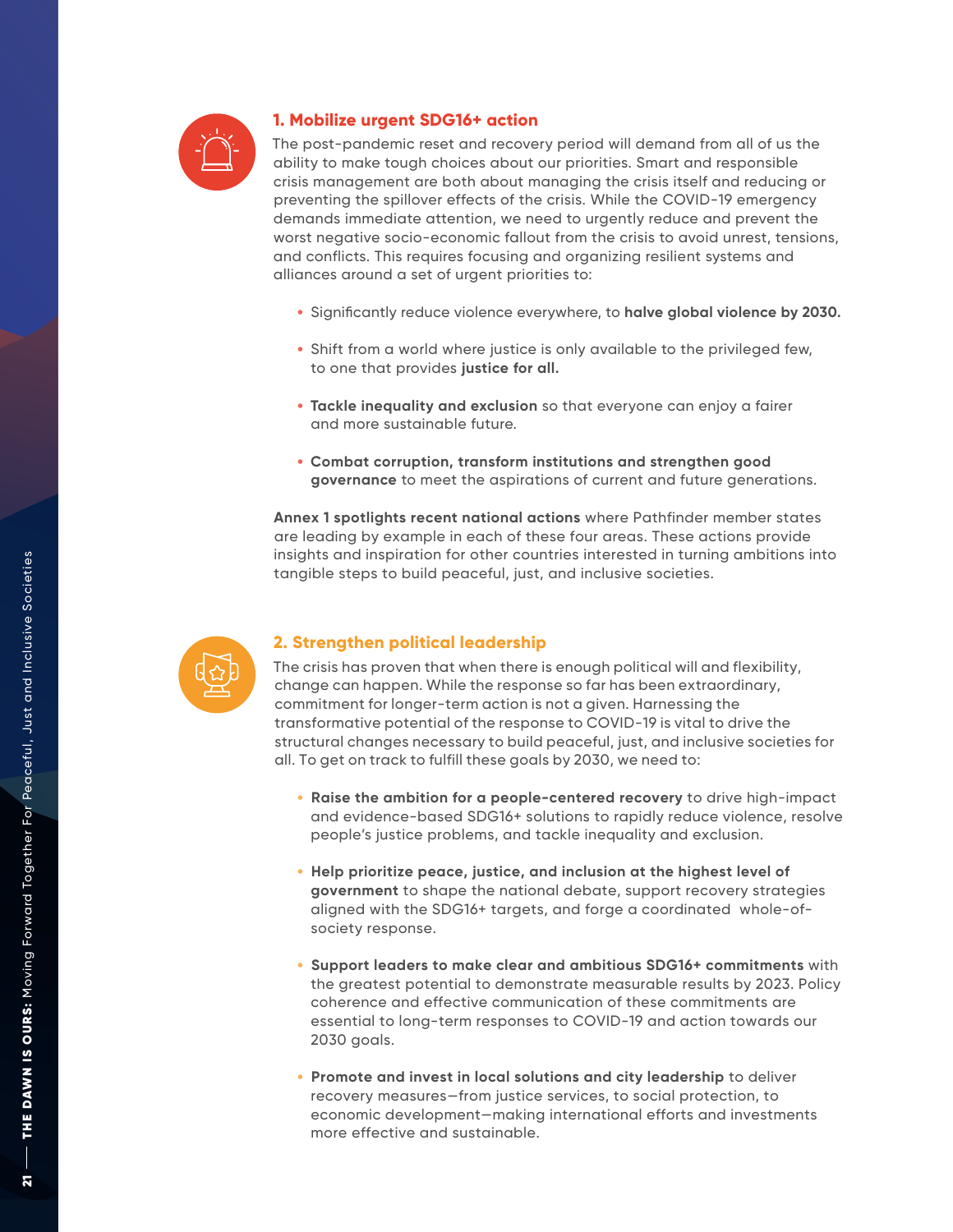## 1. Mobilize urgent SDG16+ action

The post-pandemic reset and recovery period will demand from all of us the ability to make tough choices about our priorities. Smart and responsible crisis management are both about managing the crisis itself and reducing or preventing the spillover effects of the crisis. While the COVID-19 emergency demands immediate attention, we need to urgently reduce and prevent the worst negative socio-economic fallout from the crisis to avoid unrest, tensions, and conflicts. This requires focusing and organizing resilient systems and alliances around a set of urgent priorities to:

- Significantly reduce violence everywhere, to **halve global violence by 2030.**
- Shift from a world where justice is only available to the privileged few, to one that provides **justice for all.**
- **Tackle inequality and exclusion** so that everyone can enjoy a fairer and more sustainable future.
- **Combat corruption, transform institutions and strengthen good governance** to meet the aspirations of current and future generations.

**Annex 1 spotlights recent national actions** where Pathfinder member states are leading by example in each of these four areas. These actions provide insights and inspiration for other countries interested in turning ambitions into tangible steps to build peaceful, just, and inclusive societies.

## 2. Strengthen political leadership

The crisis has proven that when there is enough political will and flexibility, change can happen. While the response so far has been extraordinary, commitment for longer-term action is not a given. Harnessing the transformative potential of the response to COVID-19 is vital to drive the structural changes necessary to build peaceful, just, and inclusive societies for all. To get on track to fulfill these goals by 2030, we need to:

- **Raise the ambition for a people-centered recovery** to drive high-impact and evidence-based SDG16+ solutions to rapidly reduce violence, resolve people's justice problems, and tackle inequality and exclusion.
- **Help prioritize peace, justice, and inclusion at the highest level of government** to shape the national debate, support recovery strategies aligned with the SDG16+ targets, and forge a coordinated whole-of-society response.
- **Support leaders to make clear and ambitious SDG16+ commitments** with the greatest potential to demonstrate measurable results by 2023. Policy coherence and effective communication of these commitments are essential to long-term responses to COVID-19 and action towards our 2030 goals.
- **Promote and invest in local solutions and city leadership** to deliver recovery measures—from justice services, to social protection, to economic development—making international efforts and investments more effective and sustainable.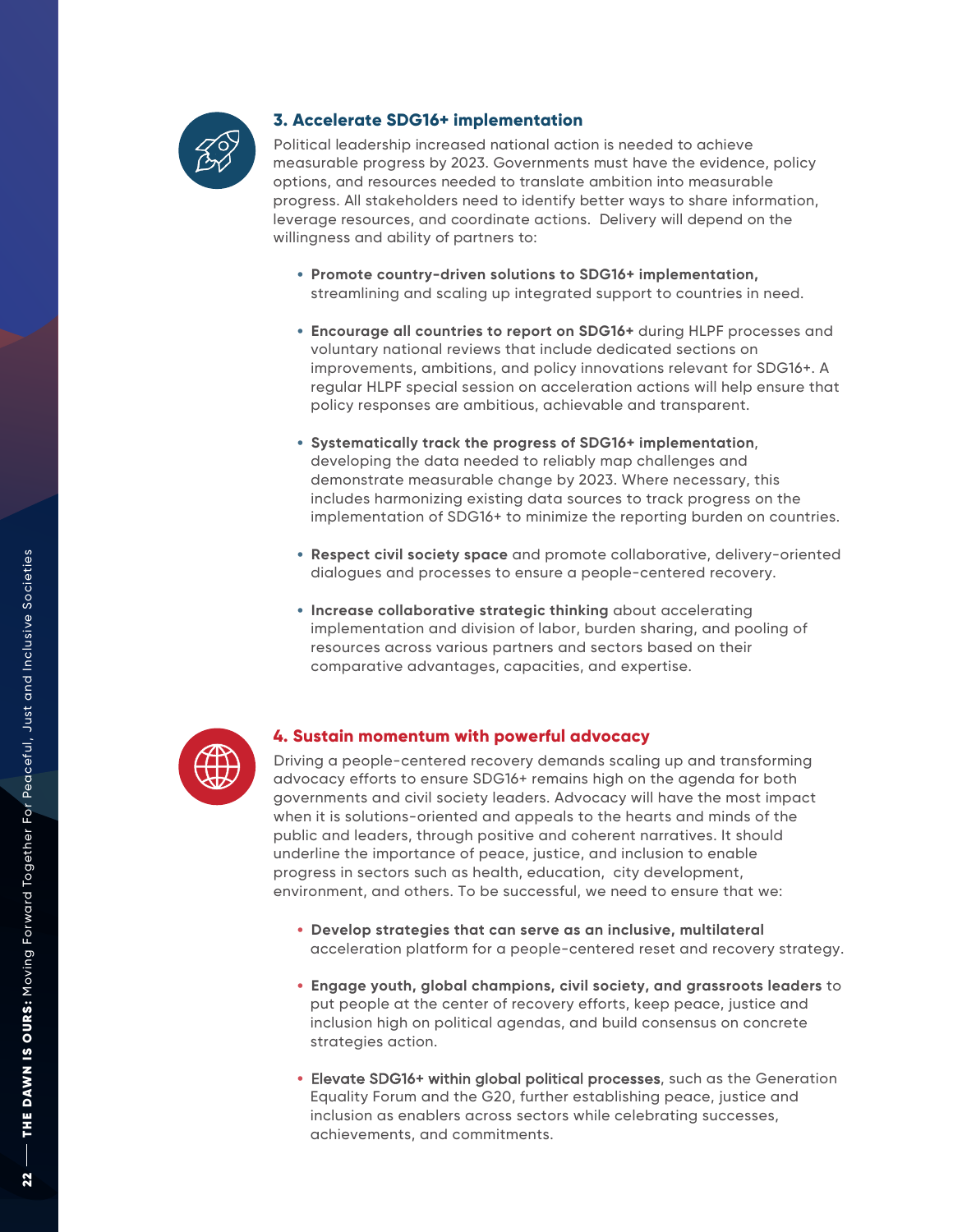## 3. Accelerate SDG16+ implementation

Political leadership increased national action is needed to achieve measurable progress by 2023. Governments must have the evidence, policy options, and resources needed to translate ambition into measurable progress. All stakeholders need to identify better ways to share information, leverage resources, and coordinate actions. Delivery will depend on the willingness and ability of partners to:

- **Promote country-driven solutions to SDG16+ implementation,** streamlining and scaling up integrated support to countries in need.
- **Encourage all countries to report on SDG16+** during HLPF processes and voluntary national reviews that include dedicated sections on improvements, ambitions, and policy innovations relevant for SDG16+. A regular HLPF special session on acceleration actions will help ensure that policy responses are ambitious, achievable and transparent.
- **Systematically track the progress of SDG16+ implementation**, developing the data needed to reliably map challenges and demonstrate measurable change by 2023. Where necessary, this includes harmonizing existing data sources to track progress on the implementation of SDG16+ to minimize the reporting burden on countries.
- **Respect civil society space** and promote collaborative, delivery-oriented dialogues and processes to ensure a people-centered recovery.
- **Increase collaborative strategic thinking** about accelerating implementation and division of labor, burden sharing, and pooling of resources across various partners and sectors based on their comparative advantages, capacities, and expertise.

## 4. Sustain momentum with powerful advocacy

Driving a people-centered recovery demands scaling up and transforming advocacy efforts to ensure SDG16+ remains high on the agenda for both governments and civil society leaders. Advocacy will have the most impact when it is solutions-oriented and appeals to the hearts and minds of the public and leaders, through positive and coherent narratives. It should underline the importance of peace, justice, and inclusion to enable progress in sectors such as health, education, city development, environment, and others. To be successful, we need to ensure that we:

- **Develop strategies that can serve as an inclusive, multilateral** acceleration platform for a people-centered reset and recovery strategy.
- **Engage youth, global champions, civil society, and grassroots leaders** to put people at the center of recovery efforts, keep peace, justice and inclusion high on political agendas, and build consensus on concrete strategies action.
- **Elevate SDG16+ within global political processes**, such as the Generation Equality Forum and the G20, further establishing peace, justice and inclusion as enablers across sectors while celebrating successes, achievements, and commitments.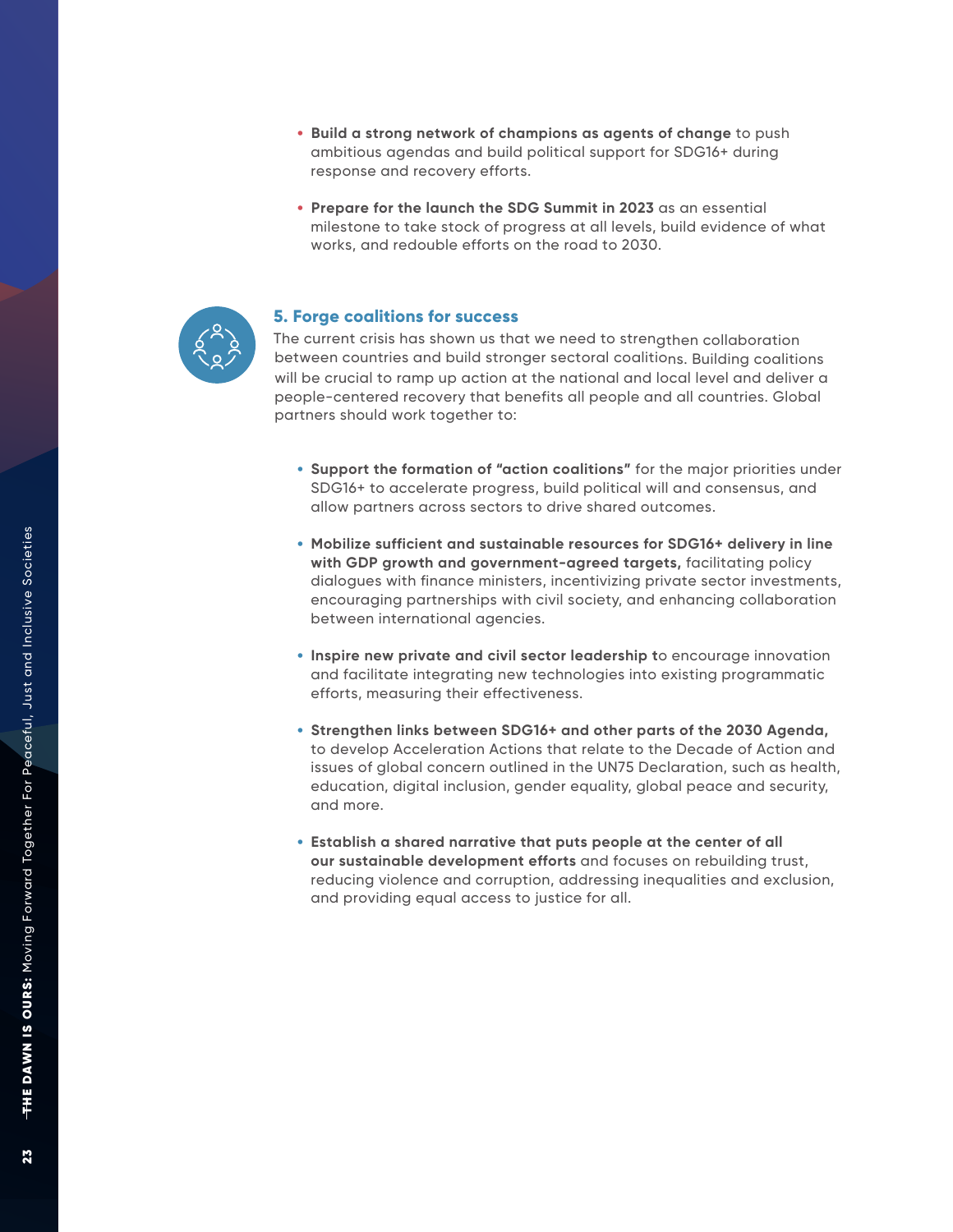- **Build a strong network of champions as agents of change** to push ambitious agendas and build political support for SDG16+ during response and recovery efforts.

- **Prepare for the launch the SDG Summit in 2023** as an essential milestone to take stock of progress at all levels, build evidence of what works, and redouble efforts on the road to 2030.

## 5. Forge coalitions for success

The current crisis has shown us that we need to strengthen collaboration between countries and build stronger sectoral coalitions. Building coalitions will be crucial to ramp up action at the national and local level and deliver a people-centered recovery that benefits all people and all countries. Global partners should work together to:

- **Support the formation of "action coalitions"** for the major priorities under SDG16+ to accelerate progress, build political will and consensus, and allow partners across sectors to drive shared outcomes.

- **Mobilize sufficient and sustainable resources for SDG16+ delivery in line with GDP growth and government-agreed targets,** facilitating policy dialogues with finance ministers, incentivizing private sector investments, encouraging partnerships with civil society, and enhancing collaboration between international agencies.

- **Inspire new private and civil sector leadership t**o encourage innovation and facilitate integrating new technologies into existing programmatic efforts, measuring their effectiveness.

- **Strengthen links between SDG16+ and other parts of the 2030 Agenda,** to develop Acceleration Actions that relate to the Decade of Action and issues of global concern outlined in the UN75 Declaration, such as health, education, digital inclusion, gender equality, global peace and security, and more.

- **Establish a shared narrative that puts people at the center of all our sustainable development efforts** and focuses on rebuilding trust, reducing violence and corruption, addressing inequalities and exclusion, and providing equal access to justice for all.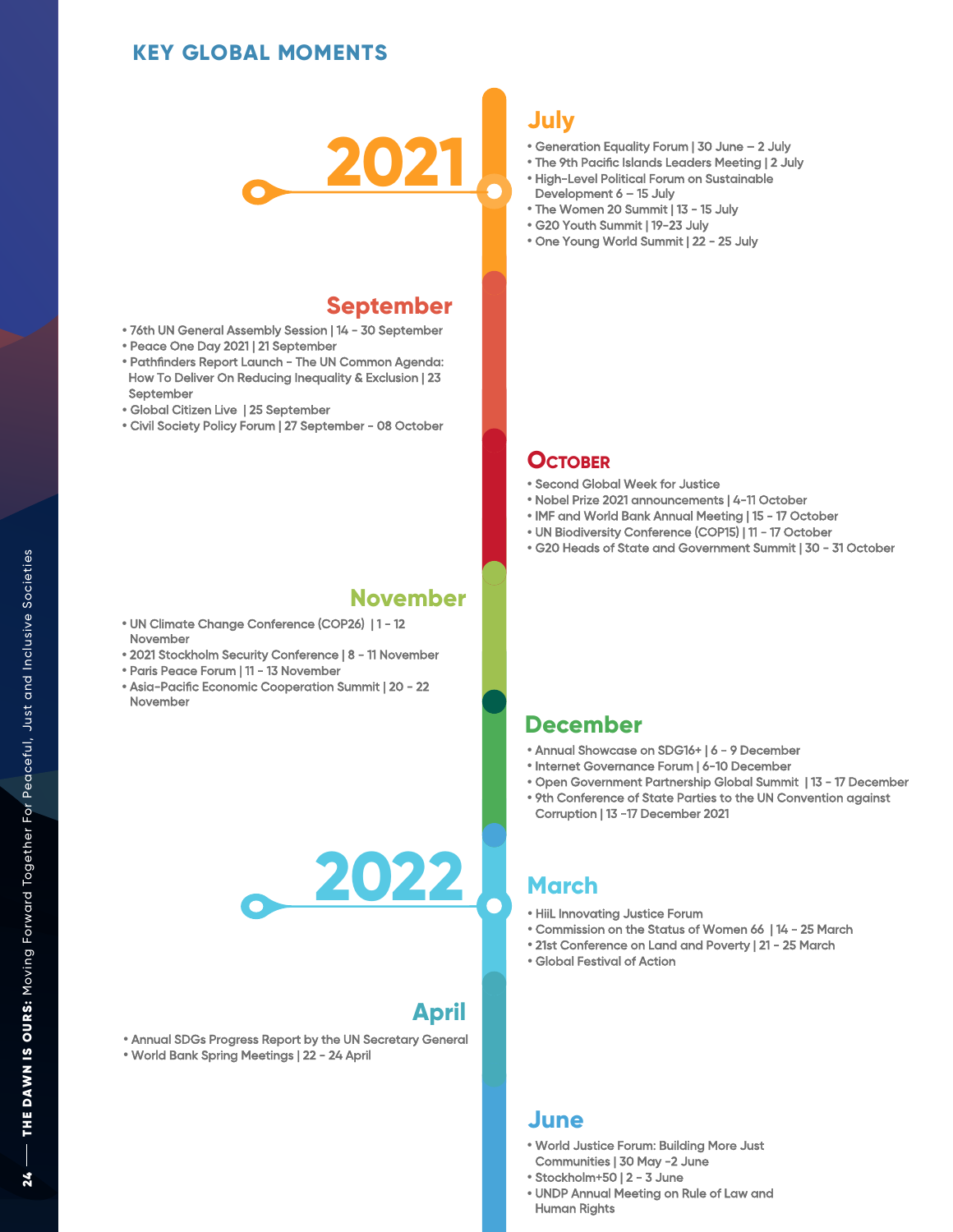# KEY GLOBAL MOMENTS

## 2021

### July

- Generation Equality Forum | 30 June – 2 July
- The 9th Pacific Islands Leaders Meeting | 2 July
- High-Level Political Forum on Sustainable Development 6 – 15 July
- The Women 20 Summit | 13 - 15 July
- G20 Youth Summit | 19-23 July
- One Young World Summit | 22 - 25 July

### September

- 76th UN General Assembly Session | 14 - 30 September
- Peace One Day 2021 | 21 September
- Pathfinders Report Launch - The UN Common Agenda: How To Deliver On Reducing Inequality & Exclusion | 23 September
- Global Citizen Live | 25 September
- Civil Society Policy Forum | 27 September - 08 October

### October

- Second Global Week for Justice
- Nobel Prize 2021 announcements | 4-11 October
- IMF and World Bank Annual Meeting | 15 - 17 October
- UN Biodiversity Conference (COP15) | 11 - 17 October
- G20 Heads of State and Government Summit | 30 - 31 October

### November

- UN Climate Change Conference (COP26) | 1 - 12 November
- 2021 Stockholm Security Conference | 8 - 11 November
- Paris Peace Forum | 11 - 13 November
- Asia-Pacific Economic Cooperation Summit | 20 - 22 November

### December

- Annual Showcase on SDG16+ | 6 - 9 December
- Internet Governance Forum | 6-10 December
- Open Government Partnership Global Summit | 13 - 17 December
- 9th Conference of State Parties to the UN Convention against Corruption | 13 -17 December 2021

## 2022

### March

- HiiL Innovating Justice Forum
- Commission on the Status of Women 66 | 14 - 25 March
- 21st Conference on Land and Poverty | 21 - 25 March
- Global Festival of Action

### April

- Annual SDGs Progress Report by the UN Secretary General
- World Bank Spring Meetings | 22 - 24 April

### June

- World Justice Forum: Building More Just Communities | 30 May -2 June
- Stockholm+50 | 2 - 3 June
- UNDP Annual Meeting on Rule of Law and Human Rights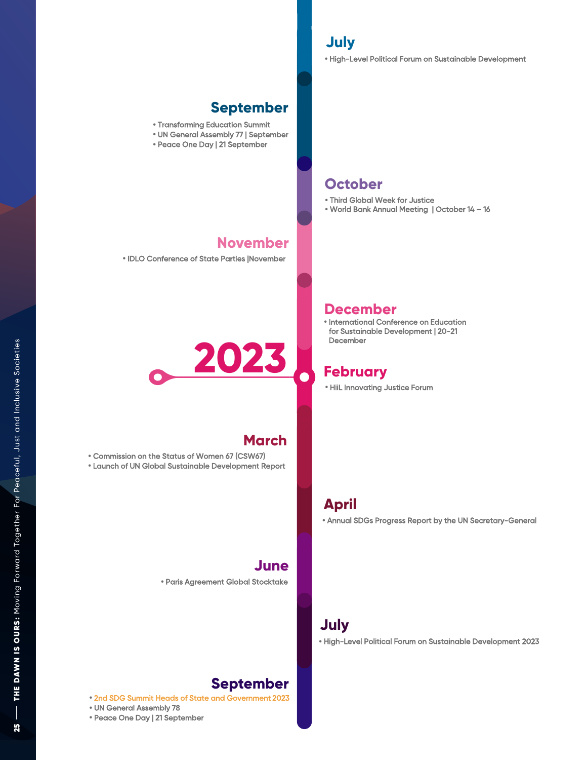## July

- High-Level Political Forum on Sustainable Development

## September

- Transforming Education Summit
- UN General Assembly 77 | September
- Peace One Day | 21 September

## October

- Third Global Week for Justice
- World Bank Annual Meeting | October 14 – 16

## November

- IDLO Conference of State Parties |November

## December

- International Conference on Education for Sustainable Development | 20-21 December

# 2023

## February

- HiiL Innovating Justice Forum

## March

- Commission on the Status of Women 67 (CSW67)
- Launch of UN Global Sustainable Development Report

## April

- Annual SDGs Progress Report by the UN Secretary-General

## June

- Paris Agreement Global Stocktake

## July

- High-Level Political Forum on Sustainable Development 2023

## September

- 2nd SDG Summit Heads of State and Government 2023
- UN General Assembly 78
- Peace One Day | 21 September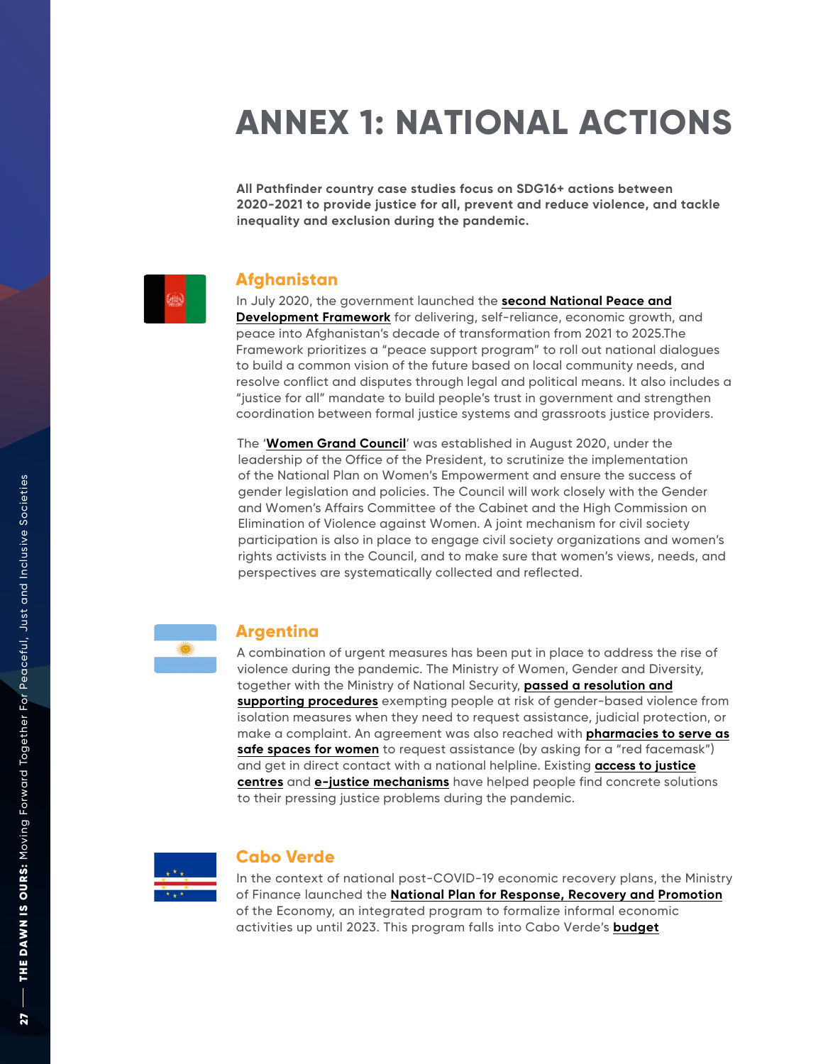# ANNEX 1: NATIONAL ACTIONS

**All Pathfinder country case studies focus on SDG16+ actions between 2020-2021 to provide justice for all, prevent and reduce violence, and tackle inequality and exclusion during the pandemic.**

## Afghanistan

In July 2020, the government launched the **second National Peace and Development Framework** for delivering, self-reliance, economic growth, and peace into Afghanistan's decade of transformation from 2021 to 2025.The Framework prioritizes a "peace support program" to roll out national dialogues to build a common vision of the future based on local community needs, and resolve conflict and disputes through legal and political means. It also includes a "justice for all" mandate to build people's trust in government and strengthen coordination between formal justice systems and grassroots justice providers.

The '**Women Grand Council**' was established in August 2020, under the leadership of the Office of the President, to scrutinize the implementation of the National Plan on Women's Empowerment and ensure the success of gender legislation and policies. The Council will work closely with the Gender and Women's Affairs Committee of the Cabinet and the High Commission on Elimination of Violence against Women. A joint mechanism for civil society participation is also in place to engage civil society organizations and women's rights activists in the Council, and to make sure that women's views, needs, and perspectives are systematically collected and reflected.

## Argentina

A combination of urgent measures has been put in place to address the rise of violence during the pandemic. The Ministry of Women, Gender and Diversity, together with the Ministry of National Security, **passed a resolution and supporting procedures** exempting people at risk of gender-based violence from isolation measures when they need to request assistance, judicial protection, or make a complaint. An agreement was also reached with **pharmacies to serve as safe spaces for women** to request assistance (by asking for a "red facemask") and get in direct contact with a national helpline. Existing **access to justice centres** and **e-justice mechanisms** have helped people find concrete solutions to their pressing justice problems during the pandemic.

## Cabo Verde

In the context of national post-COVID-19 economic recovery plans, the Ministry of Finance launched the **National Plan for Response, Recovery and Promotion** of the Economy, an integrated program to formalize informal economic activities up until 2023. This program falls into Cabo Verde's **budget**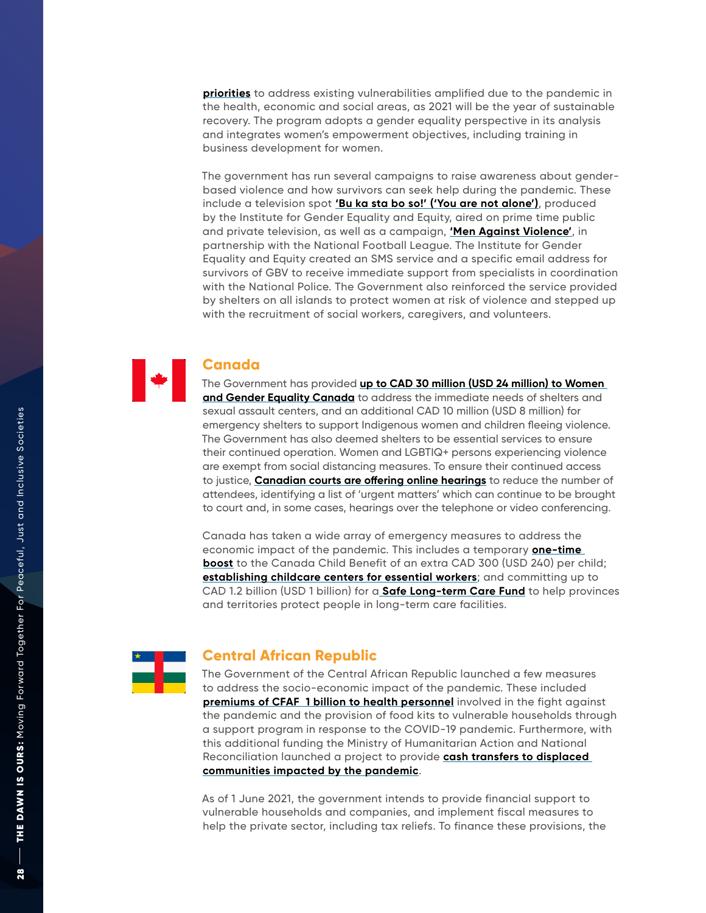**priorities** to address existing vulnerabilities amplified due to the pandemic in the health, economic and social areas, as 2021 will be the year of sustainable recovery. The program adopts a gender equality perspective in its analysis and integrates women's empowerment objectives, including training in business development for women.

The government has run several campaigns to raise awareness about gender-based violence and how survivors can seek help during the pandemic. These include a television spot **'Bu ka sta bo so!' ('You are not alone')**, produced by the Institute for Gender Equality and Equity, aired on prime time public and private television, as well as a campaign, **'Men Against Violence'**, in partnership with the National Football League. The Institute for Gender Equality and Equity created an SMS service and a specific email address for survivors of GBV to receive immediate support from specialists in coordination with the National Police. The Government also reinforced the service provided by shelters on all islands to protect women at risk of violence and stepped up with the recruitment of social workers, caregivers, and volunteers.

## Canada

The Government has provided **up to CAD 30 million (USD 24 million) to Women and Gender Equality Canada** to address the immediate needs of shelters and sexual assault centers, and an additional CAD 10 million (USD 8 million) for emergency shelters to support Indigenous women and children fleeing violence. The Government has also deemed shelters to be essential services to ensure their continued operation. Women and LGBTIQ+ persons experiencing violence are exempt from social distancing measures. To ensure their continued access to justice, **Canadian courts are offering online hearings** to reduce the number of attendees, identifying a list of 'urgent matters' which can continue to be brought to court and, in some cases, hearings over the telephone or video conferencing.

Canada has taken a wide array of emergency measures to address the economic impact of the pandemic. This includes a temporary **one-time boost** to the Canada Child Benefit of an extra CAD 300 (USD 240) per child; **establishing childcare centers for essential workers**; and committing up to CAD 1.2 billion (USD 1 billion) for a **Safe Long-term Care Fund** to help provinces and territories protect people in long-term care facilities.

## Central African Republic

The Government of the Central African Republic launched a few measures to address the socio-economic impact of the pandemic. These included **premiums of CFAF 1 billion to health personnel** involved in the fight against the pandemic and the provision of food kits to vulnerable households through a support program in response to the COVID-19 pandemic. Furthermore, with this additional funding the Ministry of Humanitarian Action and National Reconciliation launched a project to provide **cash transfers to displaced communities impacted by the pandemic**.

As of 1 June 2021, the government intends to provide financial support to vulnerable households and companies, and implement fiscal measures to help the private sector, including tax reliefs. To finance these provisions, the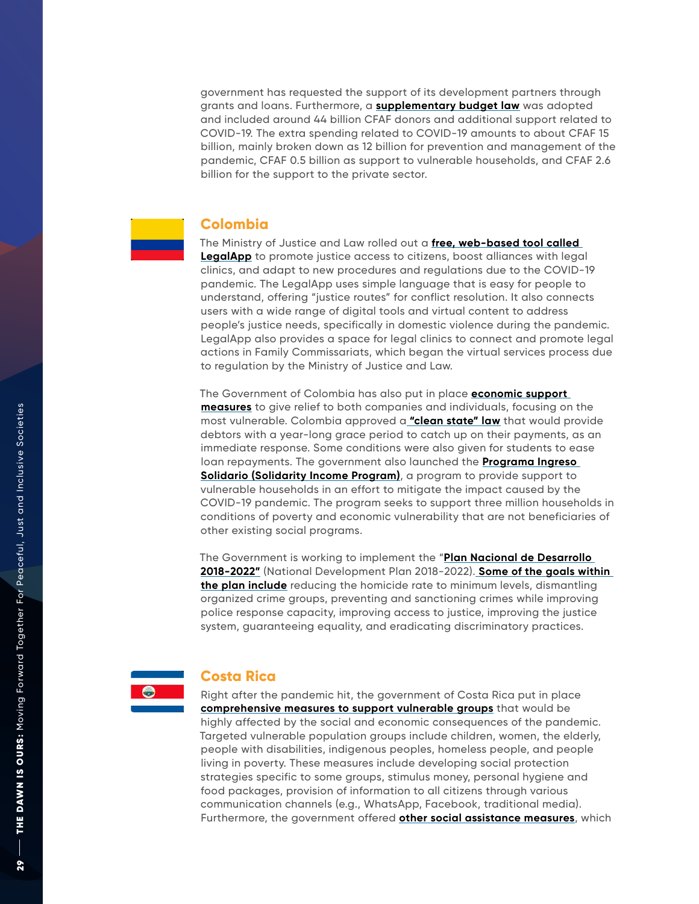government has requested the support of its development partners through grants and loans. Furthermore, a **supplementary budget law** was adopted and included around 44 billion CFAF donors and additional support related to COVID-19. The extra spending related to COVID-19 amounts to about CFAF 15 billion, mainly broken down as 12 billion for prevention and management of the pandemic, CFAF 0.5 billion as support to vulnerable households, and CFAF 2.6 billion for the support to the private sector.

## Colombia

The Ministry of Justice and Law rolled out a **free, web-based tool called LegalApp** to promote justice access to citizens, boost alliances with legal clinics, and adapt to new procedures and regulations due to the COVID-19 pandemic. The LegalApp uses simple language that is easy for people to understand, offering "justice routes" for conflict resolution. It also connects users with a wide range of digital tools and virtual content to address people's justice needs, specifically in domestic violence during the pandemic. LegalApp also provides a space for legal clinics to connect and promote legal actions in Family Commissariats, which began the virtual services process due to regulation by the Ministry of Justice and Law.

The Government of Colombia has also put in place **economic support measures** to give relief to both companies and individuals, focusing on the most vulnerable. Colombia approved a **"clean state" law** that would provide debtors with a year-long grace period to catch up on their payments, as an immediate response. Some conditions were also given for students to ease loan repayments. The government also launched the **Programa Ingreso Solidario (Solidarity Income Program)**, a program to provide support to vulnerable households in an effort to mitigate the impact caused by the COVID-19 pandemic. The program seeks to support three million households in conditions of poverty and economic vulnerability that are not beneficiaries of other existing social programs.

The Government is working to implement the "**Plan Nacional de Desarrollo 2018-2022"** (National Development Plan 2018-2022). **Some of the goals within the plan include** reducing the homicide rate to minimum levels, dismantling organized crime groups, preventing and sanctioning crimes while improving police response capacity, improving access to justice, improving the justice system, guaranteeing equality, and eradicating discriminatory practices.

## Costa Rica

Right after the pandemic hit, the government of Costa Rica put in place **comprehensive measures to support vulnerable groups** that would be highly affected by the social and economic consequences of the pandemic. Targeted vulnerable population groups include children, women, the elderly, people with disabilities, indigenous peoples, homeless people, and people living in poverty. These measures include developing social protection strategies specific to some groups, stimulus money, personal hygiene and food packages, provision of information to all citizens through various communication channels (e.g., WhatsApp, Facebook, traditional media). Furthermore, the government offered **other social assistance measures**, which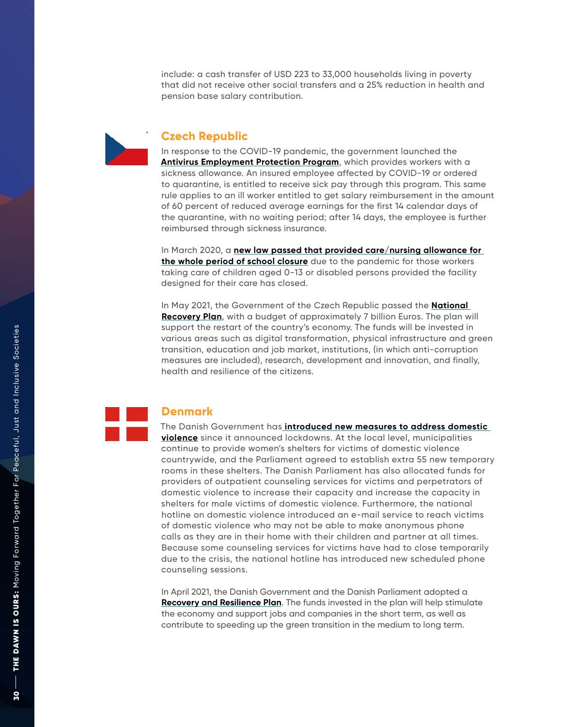include: a cash transfer of USD 223 to 33,000 households living in poverty that did not receive other social transfers and a 25% reduction in health and pension base salary contribution.

## Czech Republic

In response to the COVID-19 pandemic, the government launched the **Antivirus Employment Protection Program**, which provides workers with a sickness allowance. An insured employee affected by COVID-19 or ordered to quarantine, is entitled to receive sick pay through this program. This same rule applies to an ill worker entitled to get salary reimbursement in the amount of 60 percent of reduced average earnings for the first 14 calendar days of the quarantine, with no waiting period; after 14 days, the employee is further reimbursed through sickness insurance.

In March 2020, a **new law passed that provided care/nursing allowance for the whole period of school closure** due to the pandemic for those workers taking care of children aged 0-13 or disabled persons provided the facility designed for their care has closed.

In May 2021, the Government of the Czech Republic passed the **National Recovery Plan**, with a budget of approximately 7 billion Euros. The plan will support the restart of the country's economy. The funds will be invested in various areas such as digital transformation, physical infrastructure and green transition, education and job market, institutions, (in which anti-corruption measures are included), research, development and innovation, and finally, health and resilience of the citizens.

## Denmark

The Danish Government has **introduced new measures to address domestic violence** since it announced lockdowns. At the local level, municipalities continue to provide women's shelters for victims of domestic violence countrywide, and the Parliament agreed to establish extra 55 new temporary rooms in these shelters. The Danish Parliament has also allocated funds for providers of outpatient counseling services for victims and perpetrators of domestic violence to increase their capacity and increase the capacity in shelters for male victims of domestic violence. Furthermore, the national hotline on domestic violence introduced an e-mail service to reach victims of domestic violence who may not be able to make anonymous phone calls as they are in their home with their children and partner at all times. Because some counseling services for victims have had to close temporarily due to the crisis, the national hotline has introduced new scheduled phone counseling sessions.

In April 2021, the Danish Government and the Danish Parliament adopted a **Recovery and Resilience Plan**. The funds invested in the plan will help stimulate the economy and support jobs and companies in the short term, as well as contribute to speeding up the green transition in the medium to long term.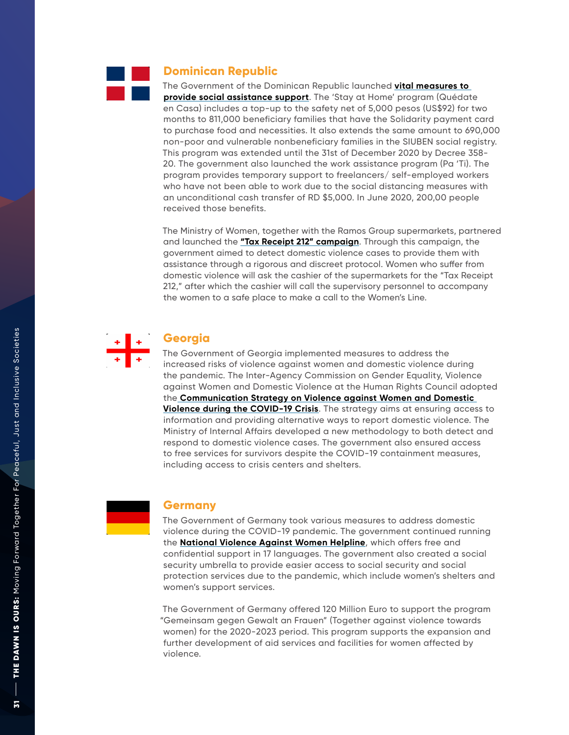## Dominican Republic

The Government of the Dominican Republic launched **vital measures to provide social assistance support**. The 'Stay at Home' program (Quédate en Casa) includes a top-up to the safety net of 5,000 pesos (US$92) for two months to 811,000 beneficiary families that have the Solidarity payment card to purchase food and necessities. It also extends the same amount to 690,000 non-poor and vulnerable nonbeneficiary families in the SIUBEN social registry. This program was extended until the 31st of December 2020 by Decree 358-20. The government also launched the work assistance program (Pa 'Ti). The program provides temporary support to freelancers/ self-employed workers who have not been able to work due to the social distancing measures with an unconditional cash transfer of RD $5,000. In June 2020, 200,00 people received those benefits.

The Ministry of Women, together with the Ramos Group supermarkets, partnered and launched the **"Tax Receipt 212" campaign**. Through this campaign, the government aimed to detect domestic violence cases to provide them with assistance through a rigorous and discreet protocol. Women who suffer from domestic violence will ask the cashier of the supermarkets for the "Tax Receipt 212," after which the cashier will call the supervisory personnel to accompany the women to a safe place to make a call to the Women's Line.

## Georgia

The Government of Georgia implemented measures to address the increased risks of violence against women and domestic violence during the pandemic. The Inter-Agency Commission on Gender Equality, Violence against Women and Domestic Violence at the Human Rights Council adopted the **Communication Strategy on Violence against Women and Domestic Violence during the COVID-19 Crisis**. The strategy aims at ensuring access to information and providing alternative ways to report domestic violence. The Ministry of Internal Affairs developed a new methodology to both detect and respond to domestic violence cases. The government also ensured access to free services for survivors despite the COVID-19 containment measures, including access to crisis centers and shelters.

## Germany

The Government of Germany took various measures to address domestic violence during the COVID-19 pandemic. The government continued running the **National Violence Against Women Helpline**, which offers free and confidential support in 17 languages. The government also created a social security umbrella to provide easier access to social security and social protection services due to the pandemic, which include women's shelters and women's support services.

The Government of Germany offered 120 Million Euro to support the program "Gemeinsam gegen Gewalt an Frauen" (Together against violence towards women) for the 2020-2023 period. This program supports the expansion and further development of aid services and facilities for women affected by violence.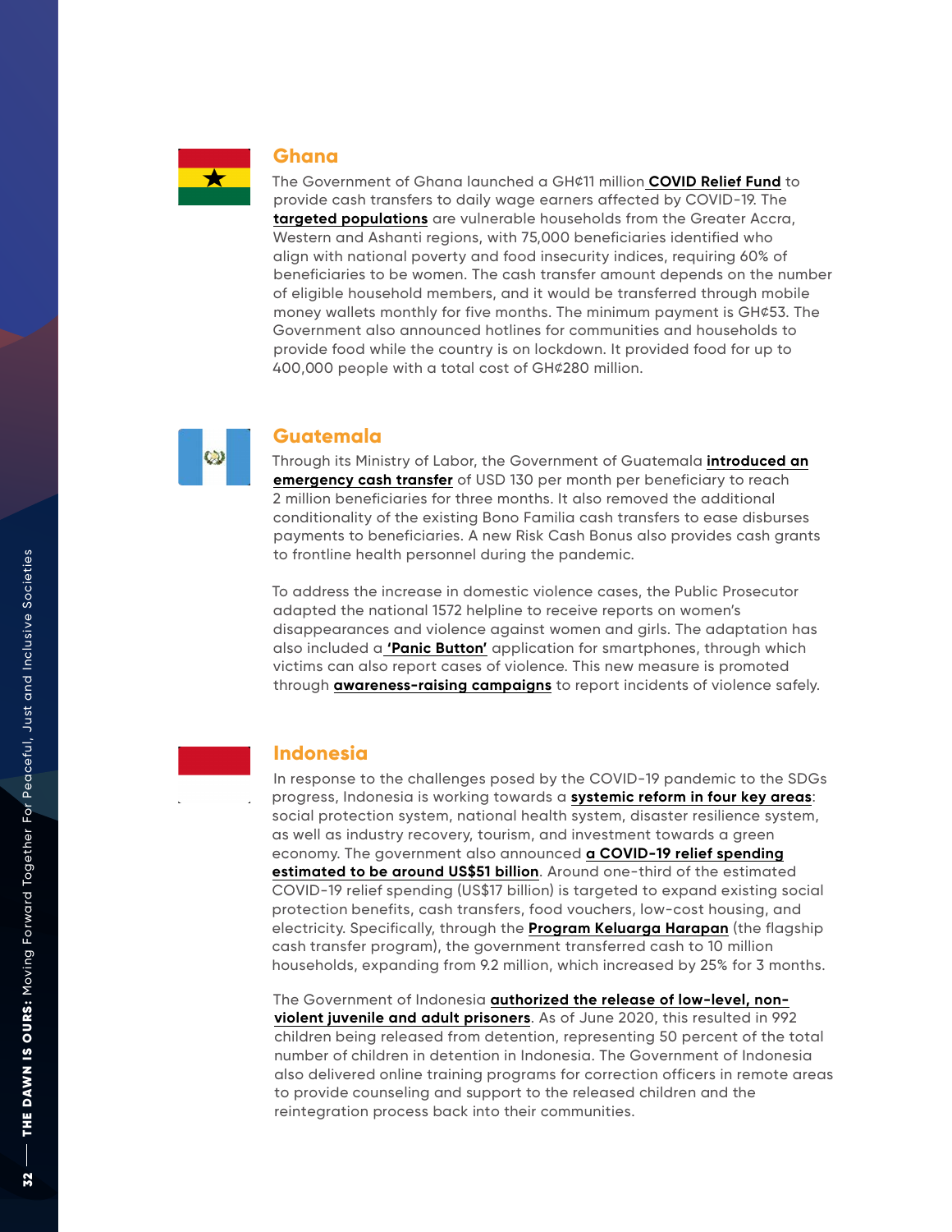## Ghana

The Government of Ghana launched a GH¢11 million **COVID Relief Fund** to provide cash transfers to daily wage earners affected by COVID-19. The **targeted populations** are vulnerable households from the Greater Accra, Western and Ashanti regions, with 75,000 beneficiaries identified who align with national poverty and food insecurity indices, requiring 60% of beneficiaries to be women. The cash transfer amount depends on the number of eligible household members, and it would be transferred through mobile money wallets monthly for five months. The minimum payment is GH¢53. The Government also announced hotlines for communities and households to provide food while the country is on lockdown. It provided food for up to 400,000 people with a total cost of GH¢280 million.

## Guatemala

Through its Ministry of Labor, the Government of Guatemala **introduced an emergency cash transfer** of USD 130 per month per beneficiary to reach 2 million beneficiaries for three months. It also removed the additional conditionality of the existing Bono Familia cash transfers to ease disburses payments to beneficiaries. A new Risk Cash Bonus also provides cash grants to frontline health personnel during the pandemic.

To address the increase in domestic violence cases, the Public Prosecutor adapted the national 1572 helpline to receive reports on women's disappearances and violence against women and girls. The adaptation has also included a **'Panic Button'** application for smartphones, through which victims can also report cases of violence. This new measure is promoted through **awareness-raising campaigns** to report incidents of violence safely.

## Indonesia

In response to the challenges posed by the COVID-19 pandemic to the SDGs progress, Indonesia is working towards a **systemic reform in four key areas**: social protection system, national health system, disaster resilience system, as well as industry recovery, tourism, and investment towards a green economy. The government also announced **a COVID-19 relief spending estimated to be around US$51 billion**. Around one-third of the estimated COVID-19 relief spending (US$17 billion) is targeted to expand existing social protection benefits, cash transfers, food vouchers, low-cost housing, and electricity. Specifically, through the **Program Keluarga Harapan** (the flagship cash transfer program), the government transferred cash to 10 million households, expanding from 9.2 million, which increased by 25% for 3 months.

The Government of Indonesia **authorized the release of low-level, non-violent juvenile and adult prisoners**. As of June 2020, this resulted in 992 children being released from detention, representing 50 percent of the total number of children in detention in Indonesia. The Government of Indonesia also delivered online training programs for correction officers in remote areas to provide counseling and support to the released children and the reintegration process back into their communities.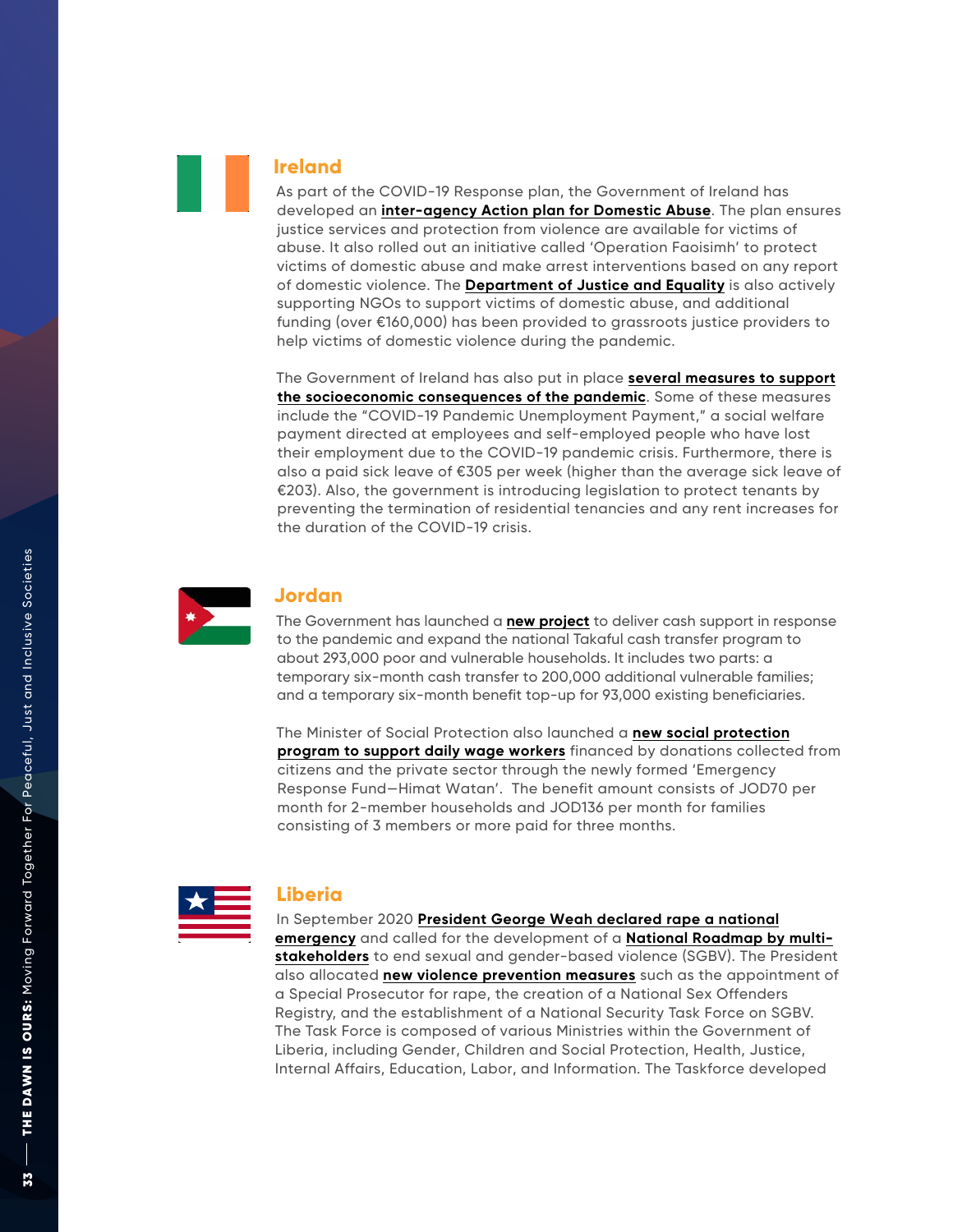## Ireland

As part of the COVID-19 Response plan, the Government of Ireland has developed an **inter-agency Action plan for Domestic Abuse**. The plan ensures justice services and protection from violence are available for victims of abuse. It also rolled out an initiative called 'Operation Faoisimh' to protect victims of domestic abuse and make arrest interventions based on any report of domestic violence. The **Department of Justice and Equality** is also actively supporting NGOs to support victims of domestic abuse, and additional funding (over €160,000) has been provided to grassroots justice providers to help victims of domestic violence during the pandemic.

The Government of Ireland has also put in place **several measures to support the socioeconomic consequences of the pandemic**. Some of these measures include the "COVID-19 Pandemic Unemployment Payment," a social welfare payment directed at employees and self-employed people who have lost their employment due to the COVID-19 pandemic crisis. Furthermore, there is also a paid sick leave of €305 per week (higher than the average sick leave of €203). Also, the government is introducing legislation to protect tenants by preventing the termination of residential tenancies and any rent increases for the duration of the COVID-19 crisis.

## Jordan

The Government has launched a **new project** to deliver cash support in response to the pandemic and expand the national Takaful cash transfer program to about 293,000 poor and vulnerable households. It includes two parts: a temporary six-month cash transfer to 200,000 additional vulnerable families; and a temporary six-month benefit top-up for 93,000 existing beneficiaries.

The Minister of Social Protection also launched a **new social protection program to support daily wage workers** financed by donations collected from citizens and the private sector through the newly formed 'Emergency Response Fund—Himat Watan'. The benefit amount consists of JOD70 per month for 2-member households and JOD136 per month for families consisting of 3 members or more paid for three months.

## Liberia

In September 2020 **President George Weah declared rape a national emergency** and called for the development of a **National Roadmap by multi-stakeholders** to end sexual and gender-based violence (SGBV). The President also allocated **new violence prevention measures** such as the appointment of a Special Prosecutor for rape, the creation of a National Sex Offenders Registry, and the establishment of a National Security Task Force on SGBV. The Task Force is composed of various Ministries within the Government of Liberia, including Gender, Children and Social Protection, Health, Justice, Internal Affairs, Education, Labor, and Information. The Taskforce developed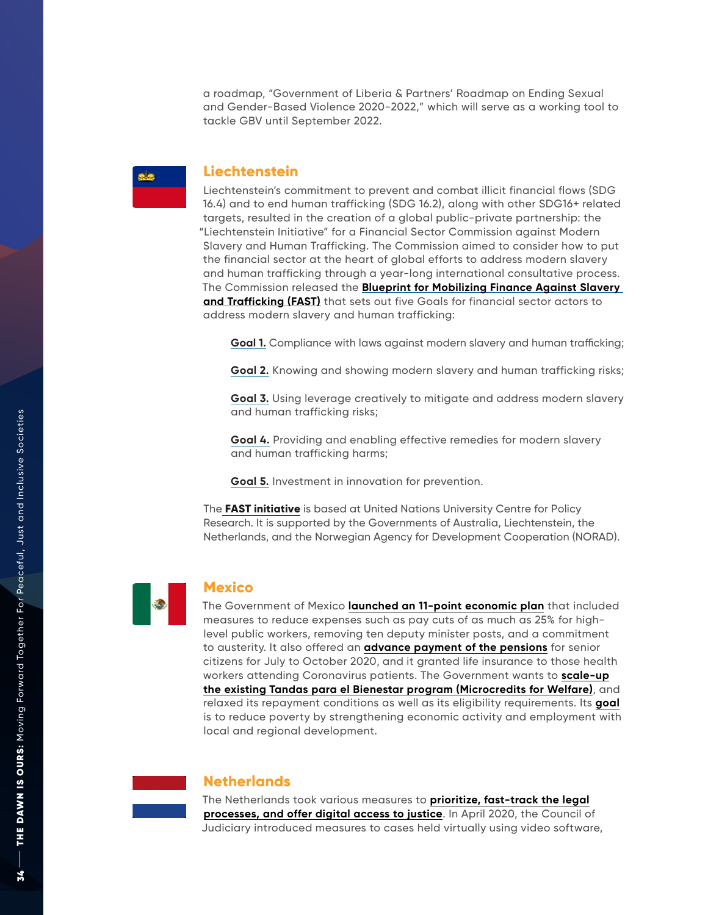a roadmap, "Government of Liberia & Partners' Roadmap on Ending Sexual and Gender-Based Violence 2020-2022," which will serve as a working tool to tackle GBV until September 2022.

## Liechtenstein

Liechtenstein's commitment to prevent and combat illicit financial flows (SDG 16.4) and to end human trafficking (SDG 16.2), along with other SDG16+ related targets, resulted in the creation of a global public-private partnership: the "Liechtenstein Initiative" for a Financial Sector Commission against Modern Slavery and Human Trafficking. The Commission aimed to consider how to put the financial sector at the heart of global efforts to address modern slavery and human trafficking through a year-long international consultative process. The Commission released the **Blueprint for Mobilizing Finance Against Slavery and Trafficking (FAST)** that sets out five Goals for financial sector actors to address modern slavery and human trafficking:

**Goal 1.** Compliance with laws against modern slavery and human trafficking;

**Goal 2.** Knowing and showing modern slavery and human trafficking risks;

**Goal 3.** Using leverage creatively to mitigate and address modern slavery and human trafficking risks;

**Goal 4.** Providing and enabling effective remedies for modern slavery and human trafficking harms;

**Goal 5.** Investment in innovation for prevention.

The **FAST initiative** is based at United Nations University Centre for Policy Research. It is supported by the Governments of Australia, Liechtenstein, the Netherlands, and the Norwegian Agency for Development Cooperation (NORAD).

## Mexico

The Government of Mexico **launched an 11-point economic plan** that included measures to reduce expenses such as pay cuts of as much as 25% for high-level public workers, removing ten deputy minister posts, and a commitment to austerity. It also offered an **advance payment of the pensions** for senior citizens for July to October 2020, and it granted life insurance to those health workers attending Coronavirus patients. The Government wants to **scale-up the existing Tandas para el Bienestar program (Microcredits for Welfare)**, and relaxed its repayment conditions as well as its eligibility requirements. Its **goal** is to reduce poverty by strengthening economic activity and employment with local and regional development.

## Netherlands

The Netherlands took various measures to **prioritize, fast-track the legal processes, and offer digital access to justice**. In April 2020, the Council of Judiciary introduced measures to cases held virtually using video software,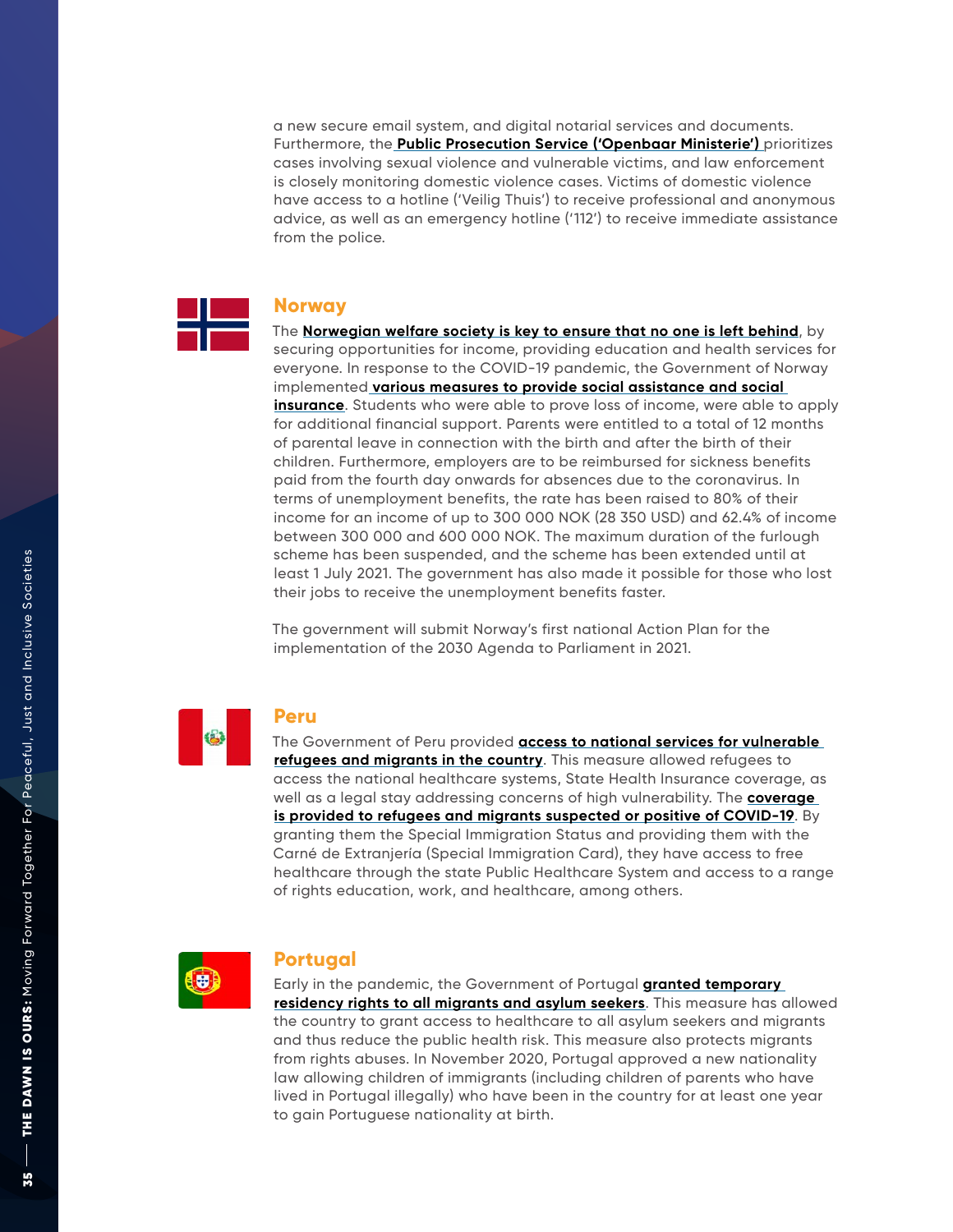a new secure email system, and digital notarial services and documents. Furthermore, the **Public Prosecution Service ('Openbaar Ministerie')** prioritizes cases involving sexual violence and vulnerable victims, and law enforcement is closely monitoring domestic violence cases. Victims of domestic violence have access to a hotline ('Veilig Thuis') to receive professional and anonymous advice, as well as an emergency hotline ('112') to receive immediate assistance from the police.

## Norway

The **Norwegian welfare society is key to ensure that no one is left behind**, by securing opportunities for income, providing education and health services for everyone. In response to the COVID-19 pandemic, the Government of Norway implemented **various measures to provide social assistance and social insurance**. Students who were able to prove loss of income, were able to apply for additional financial support. Parents were entitled to a total of 12 months of parental leave in connection with the birth and after the birth of their children. Furthermore, employers are to be reimbursed for sickness benefits paid from the fourth day onwards for absences due to the coronavirus. In terms of unemployment benefits, the rate has been raised to 80% of their income for an income of up to 300 000 NOK (28 350 USD) and 62.4% of income between 300 000 and 600 000 NOK. The maximum duration of the furlough scheme has been suspended, and the scheme has been extended until at least 1 July 2021. The government has also made it possible for those who lost their jobs to receive the unemployment benefits faster.

The government will submit Norway's first national Action Plan for the implementation of the 2030 Agenda to Parliament in 2021.

## Peru

The Government of Peru provided **access to national services for vulnerable refugees and migrants in the country**. This measure allowed refugees to access the national healthcare systems, State Health Insurance coverage, as well as a legal stay addressing concerns of high vulnerability. The **coverage is provided to refugees and migrants suspected or positive of COVID-19**. By granting them the Special Immigration Status and providing them with the Carné de Extranjería (Special Immigration Card), they have access to free healthcare through the state Public Healthcare System and access to a range of rights education, work, and healthcare, among others.

## Portugal

Early in the pandemic, the Government of Portugal **granted temporary residency rights to all migrants and asylum seekers**. This measure has allowed the country to grant access to healthcare to all asylum seekers and migrants and thus reduce the public health risk. This measure also protects migrants from rights abuses. In November 2020, Portugal approved a new nationality law allowing children of immigrants (including children of parents who have lived in Portugal illegally) who have been in the country for at least one year to gain Portuguese nationality at birth.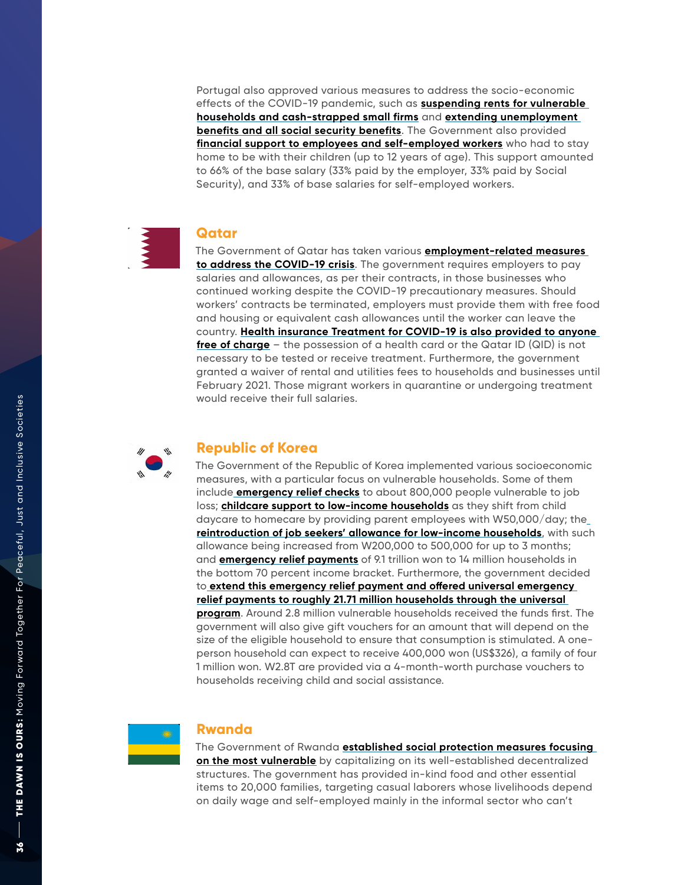Portugal also approved various measures to address the socio-economic effects of the COVID-19 pandemic, such as **suspending rents for vulnerable households and cash-strapped small firms** and **extending unemployment benefits and all social security benefits**. The Government also provided **financial support to employees and self-employed workers** who had to stay home to be with their children (up to 12 years of age). This support amounted to 66% of the base salary (33% paid by the employer, 33% paid by Social Security), and 33% of base salaries for self-employed workers.

## Qatar

The Government of Qatar has taken various **employment-related measures to address the COVID-19 crisis**. The government requires employers to pay salaries and allowances, as per their contracts, in those businesses who continued working despite the COVID-19 precautionary measures. Should workers' contracts be terminated, employers must provide them with free food and housing or equivalent cash allowances until the worker can leave the country. **Health insurance Treatment for COVID-19 is also provided to anyone free of charge** – the possession of a health card or the Qatar ID (QID) is not necessary to be tested or receive treatment. Furthermore, the government granted a waiver of rental and utilities fees to households and businesses until February 2021. Those migrant workers in quarantine or undergoing treatment would receive their full salaries.

## Republic of Korea

The Government of the Republic of Korea implemented various socioeconomic measures, with a particular focus on vulnerable households. Some of them include **emergency relief checks** to about 800,000 people vulnerable to job loss; **childcare support to low-income households** as they shift from child daycare to homecare by providing parent employees with W50,000/day; the **reintroduction of job seekers' allowance for low-income households**, with such allowance being increased from W200,000 to 500,000 for up to 3 months; and **emergency relief payments** of 9.1 trillion won to 14 million households in the bottom 70 percent income bracket. Furthermore, the government decided to **extend this emergency relief payment and offered universal emergency relief payments to roughly 21.71 million households through the universal program**. Around 2.8 million vulnerable households received the funds first. The government will also give gift vouchers for an amount that will depend on the size of the eligible household to ensure that consumption is stimulated. A one-person household can expect to receive 400,000 won (US$326), a family of four 1 million won. W2.8T are provided via a 4-month-worth purchase vouchers to households receiving child and social assistance.

## Rwanda

The Government of Rwanda **established social protection measures focusing on the most vulnerable** by capitalizing on its well-established decentralized structures. The government has provided in-kind food and other essential items to 20,000 families, targeting casual laborers whose livelihoods depend on daily wage and self-employed mainly in the informal sector who can't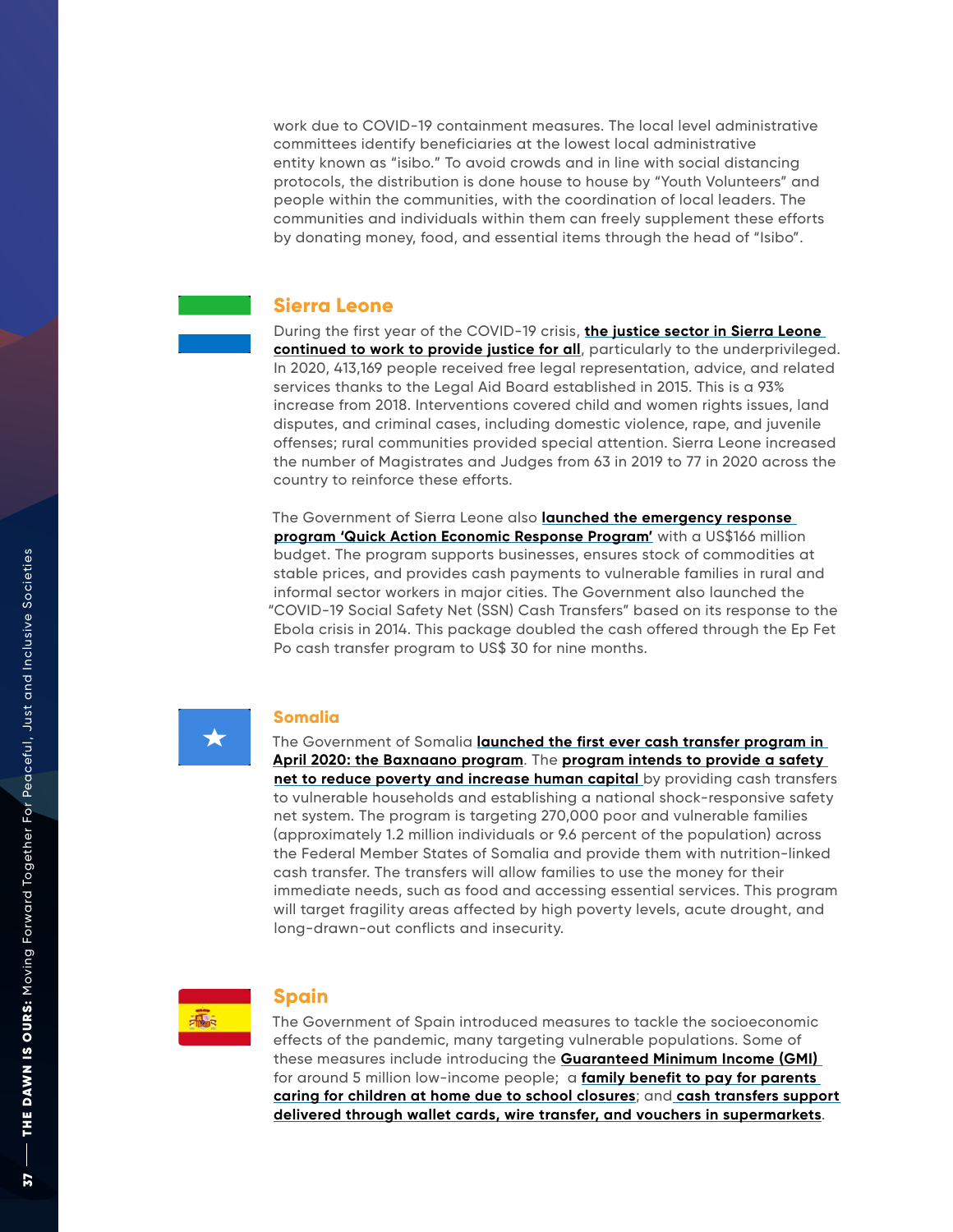work due to COVID-19 containment measures. The local level administrative committees identify beneficiaries at the lowest local administrative entity known as "isibo." To avoid crowds and in line with social distancing protocols, the distribution is done house to house by "Youth Volunteers" and people within the communities, with the coordination of local leaders. The communities and individuals within them can freely supplement these efforts by donating money, food, and essential items through the head of "Isibo".

## Sierra Leone

During the first year of the COVID-19 crisis, **the justice sector in Sierra Leone continued to work to provide justice for all**, particularly to the underprivileged. In 2020, 413,169 people received free legal representation, advice, and related services thanks to the Legal Aid Board established in 2015. This is a 93% increase from 2018. Interventions covered child and women rights issues, land disputes, and criminal cases, including domestic violence, rape, and juvenile offenses; rural communities provided special attention. Sierra Leone increased the number of Magistrates and Judges from 63 in 2019 to 77 in 2020 across the country to reinforce these efforts.

The Government of Sierra Leone also **launched the emergency response program 'Quick Action Economic Response Program'** with a US$166 million budget. The program supports businesses, ensures stock of commodities at stable prices, and provides cash payments to vulnerable families in rural and informal sector workers in major cities. The Government also launched the "COVID-19 Social Safety Net (SSN) Cash Transfers" based on its response to the Ebola crisis in 2014. This package doubled the cash offered through the Ep Fet Po cash transfer program to US$ 30 for nine months.

## Somalia

The Government of Somalia **launched the first ever cash transfer program in April 2020: the Baxnaano program**. The **program intends to provide a safety net to reduce poverty and increase human capital** by providing cash transfers to vulnerable households and establishing a national shock-responsive safety net system. The program is targeting 270,000 poor and vulnerable families (approximately 1.2 million individuals or 9.6 percent of the population) across the Federal Member States of Somalia and provide them with nutrition-linked cash transfer. The transfers will allow families to use the money for their immediate needs, such as food and accessing essential services. This program will target fragility areas affected by high poverty levels, acute drought, and long-drawn-out conflicts and insecurity.

## Spain

The Government of Spain introduced measures to tackle the socioeconomic effects of the pandemic, many targeting vulnerable populations. Some of these measures include introducing the **Guaranteed Minimum Income (GMI)** for around 5 million low-income people; a **family benefit to pay for parents caring for children at home due to school closures**; and **cash transfers support delivered through wallet cards, wire transfer, and vouchers in supermarkets**.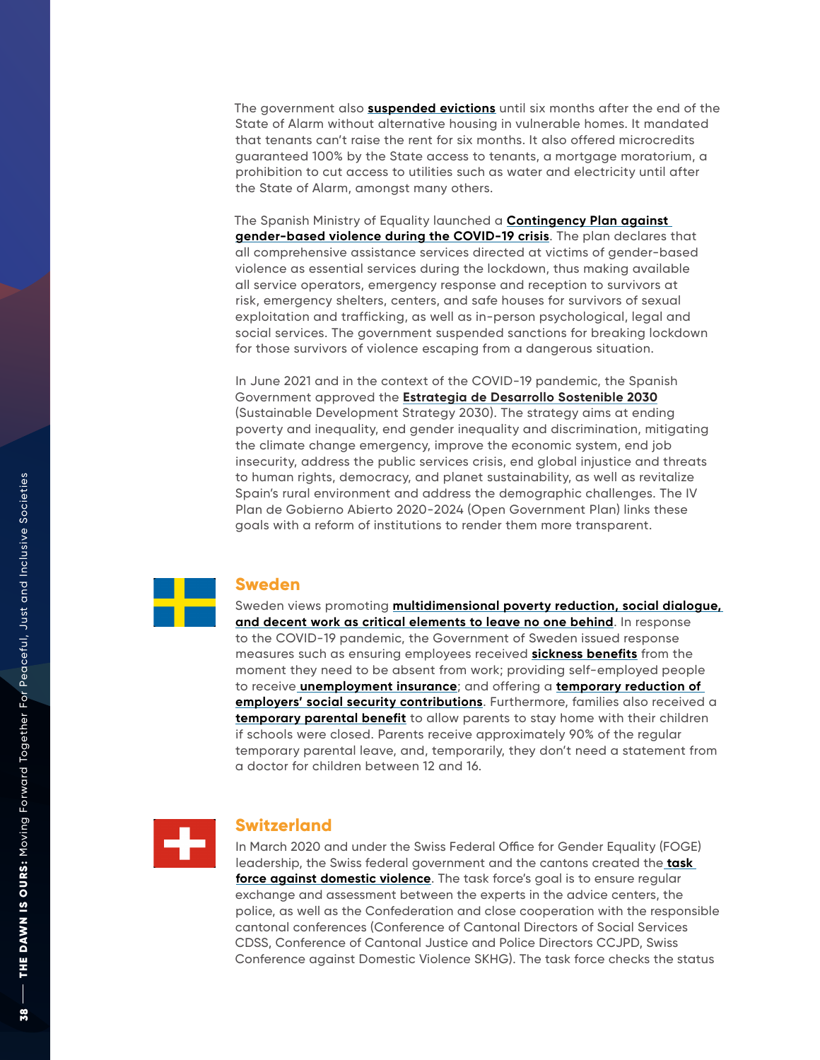The government also **suspended evictions** until six months after the end of the State of Alarm without alternative housing in vulnerable homes. It mandated that tenants can't raise the rent for six months. It also offered microcredits guaranteed 100% by the State access to tenants, a mortgage moratorium, a prohibition to cut access to utilities such as water and electricity until after the State of Alarm, amongst many others.

The Spanish Ministry of Equality launched a **Contingency Plan against gender-based violence during the COVID-19 crisis**. The plan declares that all comprehensive assistance services directed at victims of gender-based violence as essential services during the lockdown, thus making available all service operators, emergency response and reception to survivors at risk, emergency shelters, centers, and safe houses for survivors of sexual exploitation and trafficking, as well as in-person psychological, legal and social services. The government suspended sanctions for breaking lockdown for those survivors of violence escaping from a dangerous situation.

In June 2021 and in the context of the COVID-19 pandemic, the Spanish Government approved the **Estrategia de Desarrollo Sostenible 2030** (Sustainable Development Strategy 2030). The strategy aims at ending poverty and inequality, end gender inequality and discrimination, mitigating the climate change emergency, improve the economic system, end job insecurity, address the public services crisis, end global injustice and threats to human rights, democracy, and planet sustainability, as well as revitalize Spain's rural environment and address the demographic challenges. The IV Plan de Gobierno Abierto 2020-2024 (Open Government Plan) links these goals with a reform of institutions to render them more transparent.

## Sweden

Sweden views promoting **multidimensional poverty reduction, social dialogue, and decent work as critical elements to leave no one behind**. In response to the COVID-19 pandemic, the Government of Sweden issued response measures such as ensuring employees received **sickness benefits** from the moment they need to be absent from work; providing self-employed people to receive **unemployment insurance**; and offering a **temporary reduction of employers' social security contributions**. Furthermore, families also received a **temporary parental benefit** to allow parents to stay home with their children if schools were closed. Parents receive approximately 90% of the regular temporary parental leave, and, temporarily, they don't need a statement from a doctor for children between 12 and 16.

## Switzerland

In March 2020 and under the Swiss Federal Office for Gender Equality (FOGE) leadership, the Swiss federal government and the cantons created the **task force against domestic violence**. The task force's goal is to ensure regular exchange and assessment between the experts in the advice centers, the police, as well as the Confederation and close cooperation with the responsible cantonal conferences (Conference of Cantonal Directors of Social Services CDSS, Conference of Cantonal Justice and Police Directors CCJPD, Swiss Conference against Domestic Violence SKHG). The task force checks the status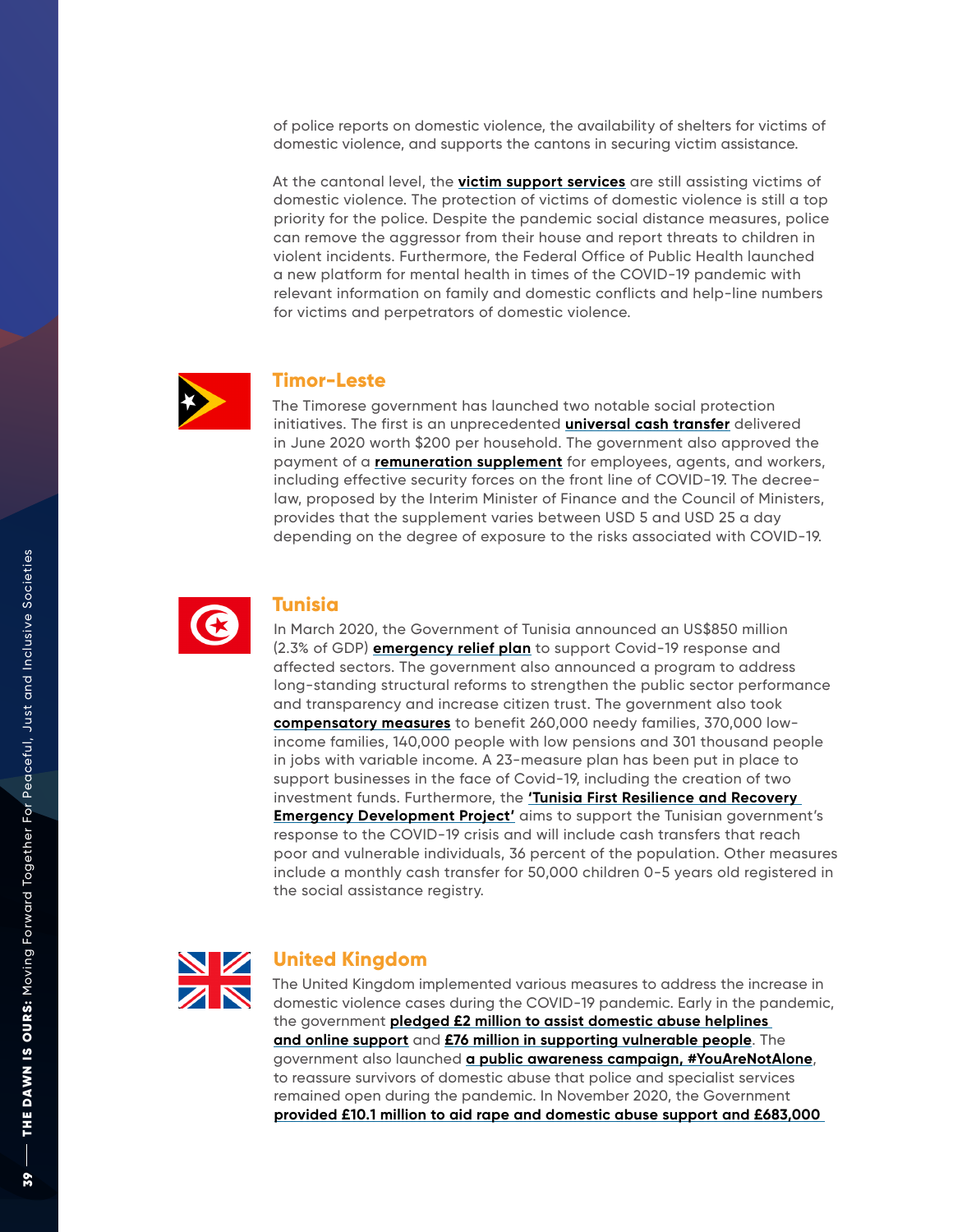of police reports on domestic violence, the availability of shelters for victims of domestic violence, and supports the cantons in securing victim assistance.

At the cantonal level, the **victim support services** are still assisting victims of domestic violence. The protection of victims of domestic violence is still a top priority for the police. Despite the pandemic social distance measures, police can remove the aggressor from their house and report threats to children in violent incidents. Furthermore, the Federal Office of Public Health launched a new platform for mental health in times of the COVID-19 pandemic with relevant information on family and domestic conflicts and help-line numbers for victims and perpetrators of domestic violence.

## Timor-Leste

The Timorese government has launched two notable social protection initiatives. The first is an unprecedented **universal cash transfer** delivered in June 2020 worth $200 per household. The government also approved the payment of a **remuneration supplement** for employees, agents, and workers, including effective security forces on the front line of COVID-19. The decree-law, proposed by the Interim Minister of Finance and the Council of Ministers, provides that the supplement varies between USD 5 and USD 25 a day depending on the degree of exposure to the risks associated with COVID-19.

## Tunisia

In March 2020, the Government of Tunisia announced an US$850 million (2.3% of GDP) **emergency relief plan** to support Covid-19 response and affected sectors. The government also announced a program to address long-standing structural reforms to strengthen the public sector performance and transparency and increase citizen trust. The government also took **compensatory measures** to benefit 260,000 needy families, 370,000 low-income families, 140,000 people with low pensions and 301 thousand people in jobs with variable income. A 23-measure plan has been put in place to support businesses in the face of Covid-19, including the creation of two investment funds. Furthermore, the **'Tunisia First Resilience and Recovery Emergency Development Project'** aims to support the Tunisian government's response to the COVID-19 crisis and will include cash transfers that reach poor and vulnerable individuals, 36 percent of the population. Other measures include a monthly cash transfer for 50,000 children 0-5 years old registered in the social assistance registry.

## United Kingdom

The United Kingdom implemented various measures to address the increase in domestic violence cases during the COVID-19 pandemic. Early in the pandemic, the government **pledged £2 million to assist domestic abuse helplines and online support** and **£76 million in supporting vulnerable people**. The government also launched **a public awareness campaign, #YouAreNotAlone**, to reassure survivors of domestic abuse that police and specialist services remained open during the pandemic. In November 2020, the Government **provided £10.1 million to aid rape and domestic abuse support and £683,000**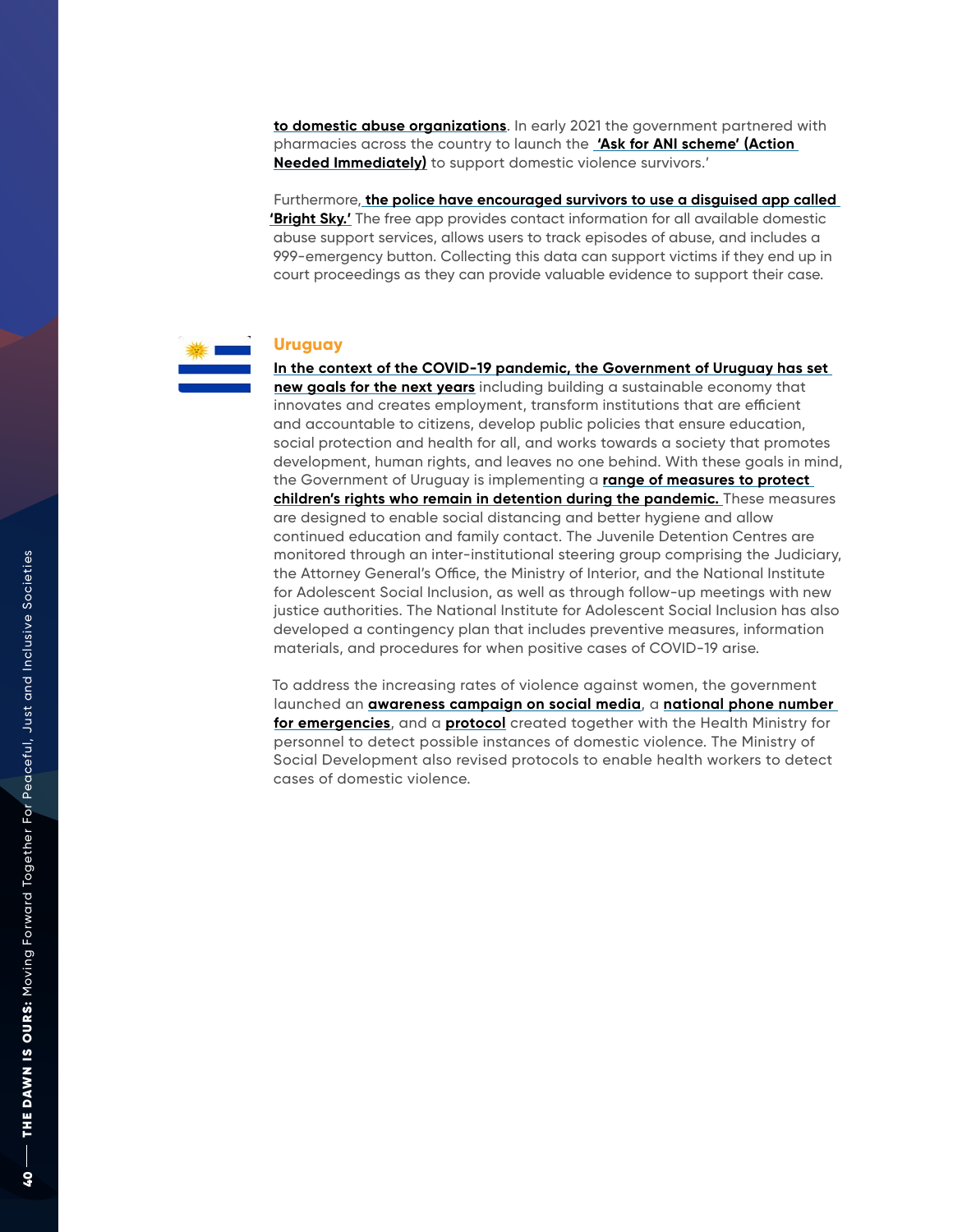**to domestic abuse organizations**. In early 2021 the government partnered with pharmacies across the country to launch the **'Ask for ANI scheme' (Action Needed Immediately)** to support domestic violence survivors.'

Furthermore, **the police have encouraged survivors to use a disguised app called 'Bright Sky.'** The free app provides contact information for all available domestic abuse support services, allows users to track episodes of abuse, and includes a 999-emergency button. Collecting this data can support victims if they end up in court proceedings as they can provide valuable evidence to support their case.

## Uruguay

**In the context of the COVID-19 pandemic, the Government of Uruguay has set new goals for the next years** including building a sustainable economy that innovates and creates employment, transform institutions that are efficient and accountable to citizens, develop public policies that ensure education, social protection and health for all, and works towards a society that promotes development, human rights, and leaves no one behind. With these goals in mind, the Government of Uruguay is implementing a **range of measures to protect children's rights who remain in detention during the pandemic.** These measures are designed to enable social distancing and better hygiene and allow continued education and family contact. The Juvenile Detention Centres are monitored through an inter-institutional steering group comprising the Judiciary, the Attorney General's Office, the Ministry of Interior, and the National Institute for Adolescent Social Inclusion, as well as through follow-up meetings with new justice authorities. The National Institute for Adolescent Social Inclusion has also developed a contingency plan that includes preventive measures, information materials, and procedures for when positive cases of COVID-19 arise.

To address the increasing rates of violence against women, the government launched an **awareness campaign on social media**, a **national phone number for emergencies**, and a **protocol** created together with the Health Ministry for personnel to detect possible instances of domestic violence. The Ministry of Social Development also revised protocols to enable health workers to detect cases of domestic violence.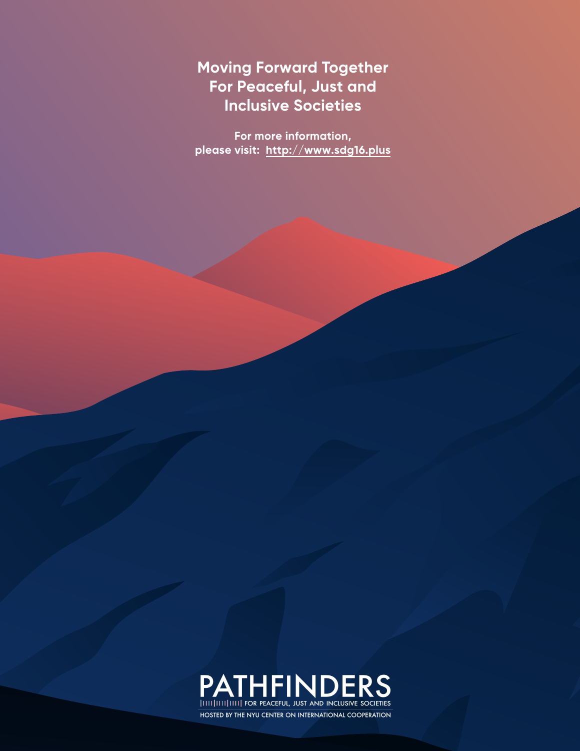**Moving Forward Together For Peaceful, Just and Inclusive Societies**

For more information, please visit: http://www.sdg16.plus

PATHFINDERS

FOR PEACEFUL, JUST AND INCLUSIVE SOCIETIES

HOSTED BY THE NYU CENTER ON INTERNATIONAL COOPERATION